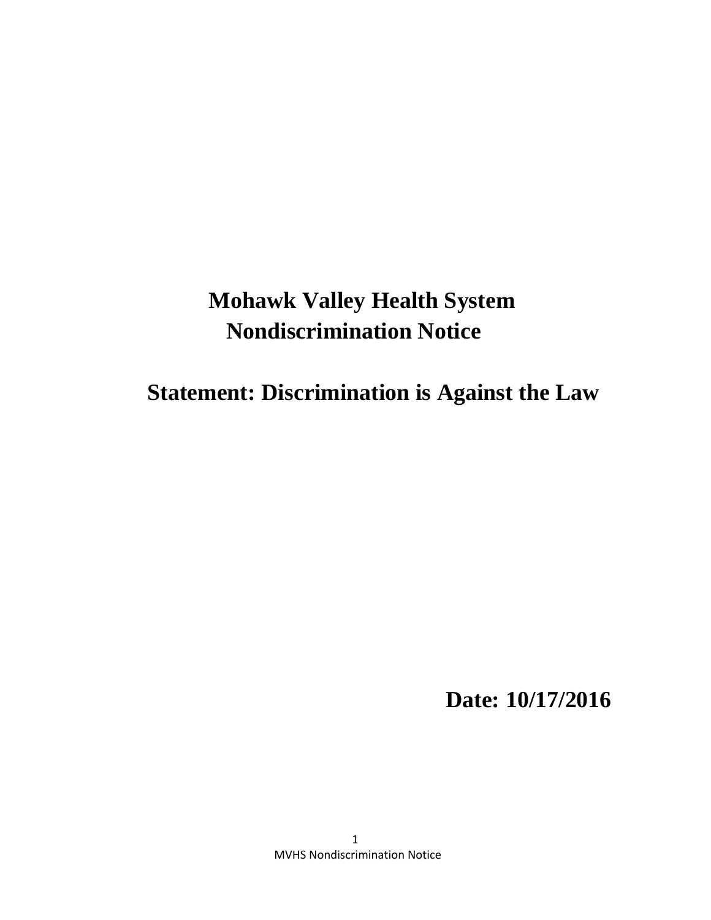# Mohawk Valley Health System
# Nondiscrimination Notice

## Statement: Discrimination is Against the Law

**Date: 10/17/2016**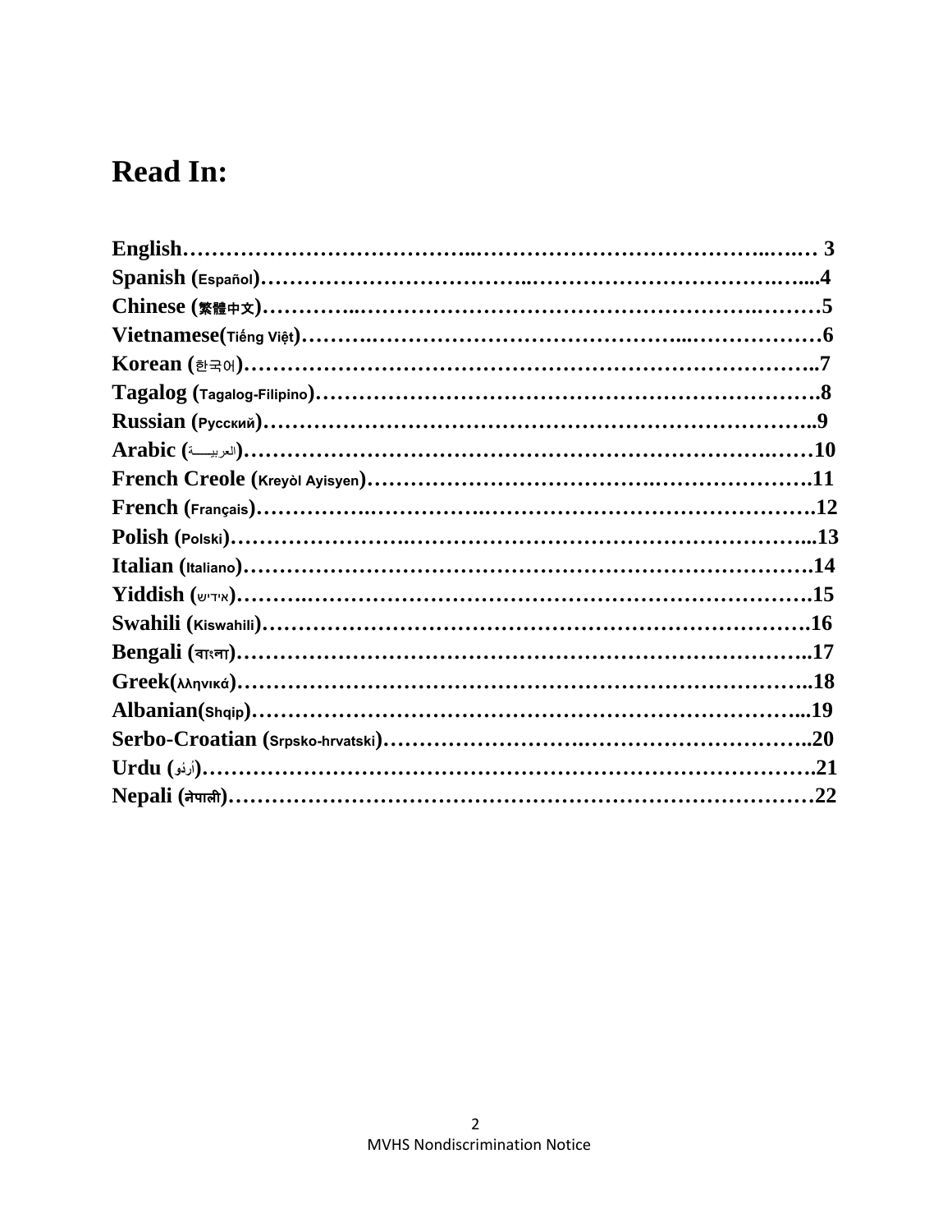# Read In:

**English**………………………………..…………………………………..….… 3
**Spanish (Español)**……………………………..…………………………….…...4
**Chinese (繁體中文)**…………..……………………………………………….………5
**Vietnamese(Tiếng Việt)**……….…………………………………...………………6
**Korean (한국어)**……………………………………………………………………..7
**Tagalog (Tagalog-Filipino)**……………………………………………………………….8
**Russian (Русский)**…………………………………………………………………..9
**Arabic (العربيـــة)**…………………………………………………………….……10
**French Creole (Kreyòl Ayisyen)**……………………………….………………….11
**French (Français)**…………….…………….…………………………………………….12
**Polish (Polski)**…………………….…………………………………………………...13
**Italian (Italiano)**………………………………………………………………………….14
**Yiddish (אידיש)**……….……………………………………………………………….15
**Swahili (Kiswahili)**……………………………………………………………………….16
**Bengali (বাংলা)**…………………………………………………………………………..17
**Greek(λληνικά)**……………………………………………………………………..18
**Albanian(Shqip)**…………………………………………………………………...19
**Serbo-Croatian (Srpsko-hrvatski)**…………………….…………………………..20
**Urdu (اُردُو)**………………………………………………………………………….21
**Nepali (नेपाली)**……………………………………………………………………22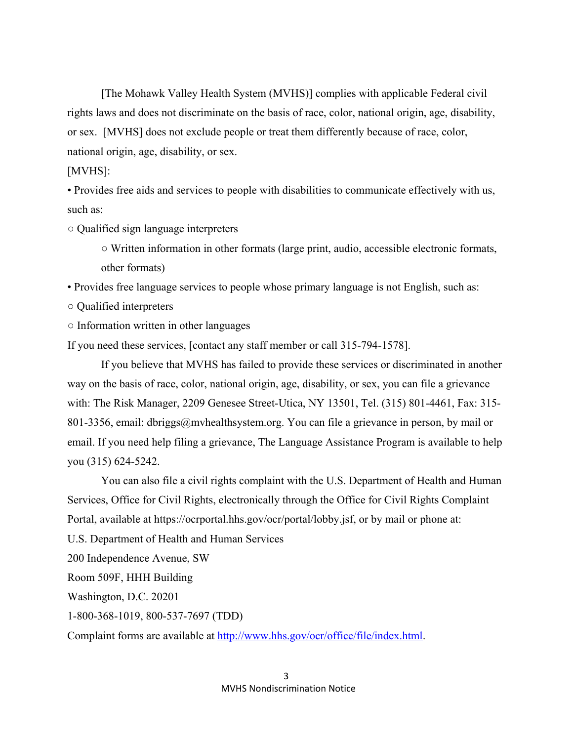[The Mohawk Valley Health System (MVHS)] complies with applicable Federal civil rights laws and does not discriminate on the basis of race, color, national origin, age, disability, or sex. [MVHS] does not exclude people or treat them differently because of race, color, national origin, age, disability, or sex.

[MVHS]:

- Provides free aids and services to people with disabilities to communicate effectively with us, such as:
  - Qualified sign language interpreters
  - Written information in other formats (large print, audio, accessible electronic formats, other formats)
- Provides free language services to people whose primary language is not English, such as:
  - Qualified interpreters
  - Information written in other languages

If you need these services, [contact any staff member or call 315-794-1578].

If you believe that MVHS has failed to provide these services or discriminated in another way on the basis of race, color, national origin, age, disability, or sex, you can file a grievance with: The Risk Manager, 2209 Genesee Street-Utica, NY 13501, Tel. (315) 801-4461, Fax: 315-801-3356, email: dbriggs@mvhealthsystem.org. You can file a grievance in person, by mail or email. If you need help filing a grievance, The Language Assistance Program is available to help you (315) 624-5242.

You can also file a civil rights complaint with the U.S. Department of Health and Human Services, Office for Civil Rights, electronically through the Office for Civil Rights Complaint Portal, available at https://ocrportal.hhs.gov/ocr/portal/lobby.jsf, or by mail or phone at:

U.S. Department of Health and Human Services
200 Independence Avenue, SW
Room 509F, HHH Building
Washington, D.C. 20201
1-800-368-1019, 800-537-7697 (TDD)

Complaint forms are available at [http://www.hhs.gov/ocr/office/file/index.html](http://www.hhs.gov/ocr/office/file/index.html).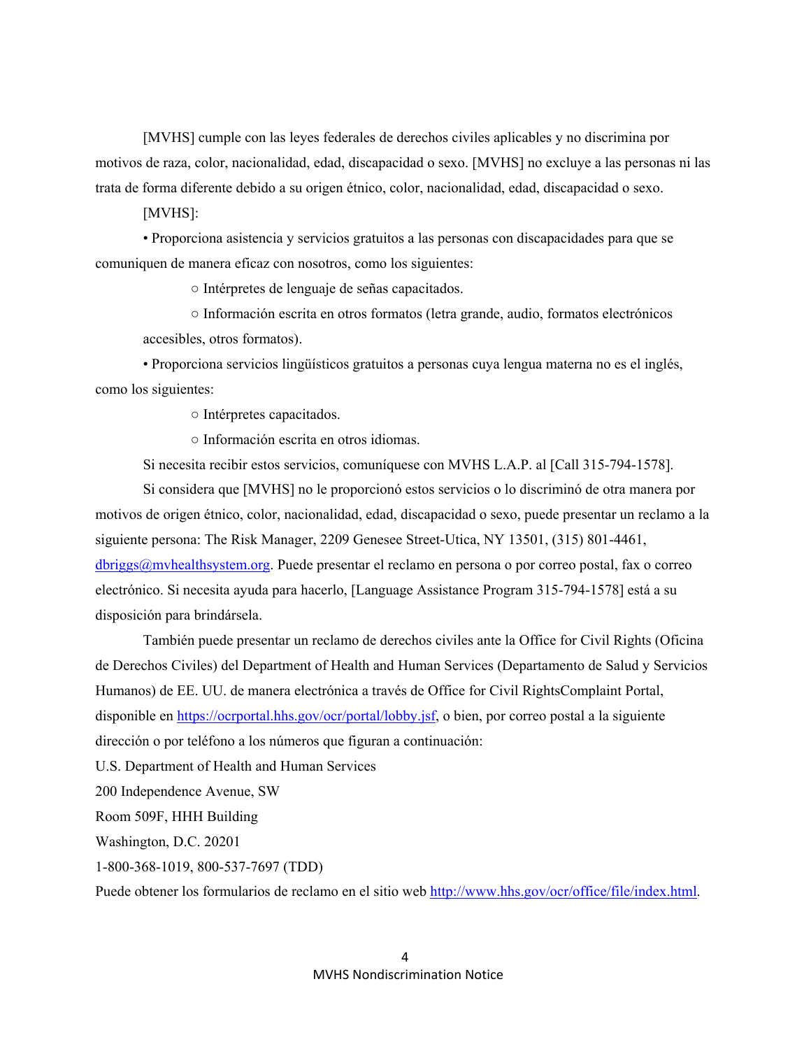[MVHS] cumple con las leyes federales de derechos civiles aplicables y no discrimina por motivos de raza, color, nacionalidad, edad, discapacidad o sexo. [MVHS] no excluye a las personas ni las trata de forma diferente debido a su origen étnico, color, nacionalidad, edad, discapacidad o sexo.

[MVHS]:

- Proporciona asistencia y servicios gratuitos a las personas con discapacidades para que se comuniquen de manera eficaz con nosotros, como los siguientes:
  - Intérpretes de lenguaje de señas capacitados.
  - Información escrita en otros formatos (letra grande, audio, formatos electrónicos accesibles, otros formatos).
- Proporciona servicios lingüísticos gratuitos a personas cuya lengua materna no es el inglés, como los siguientes:
  - Intérpretes capacitados.
  - Información escrita en otros idiomas.

Si necesita recibir estos servicios, comuníquese con MVHS L.A.P. al [Call 315-794-1578].

Si considera que [MVHS] no le proporcionó estos servicios o lo discriminó de otra manera por motivos de origen étnico, color, nacionalidad, edad, discapacidad o sexo, puede presentar un reclamo a la siguiente persona: The Risk Manager, 2209 Genesee Street-Utica, NY 13501, (315) 801-4461, dbriggs@mvhealthsystem.org. Puede presentar el reclamo en persona o por correo postal, fax o correo electrónico. Si necesita ayuda para hacerlo, [Language Assistance Program 315-794-1578] está a su disposición para brindársela.

También puede presentar un reclamo de derechos civiles ante la Office for Civil Rights (Oficina de Derechos Civiles) del Department of Health and Human Services (Departamento de Salud y Servicios Humanos) de EE. UU. de manera electrónica a través de Office for Civil RightsComplaint Portal, disponible en https://ocrportal.hhs.gov/ocr/portal/lobby.jsf, o bien, por correo postal a la siguiente dirección o por teléfono a los números que figuran a continuación:

U.S. Department of Health and Human Services  
200 Independence Avenue, SW  
Room 509F, HHH Building  
Washington, D.C. 20201  
1-800-368-1019, 800-537-7697 (TDD)

Puede obtener los formularios de reclamo en el sitio web http://www.hhs.gov/ocr/office/file/index.html.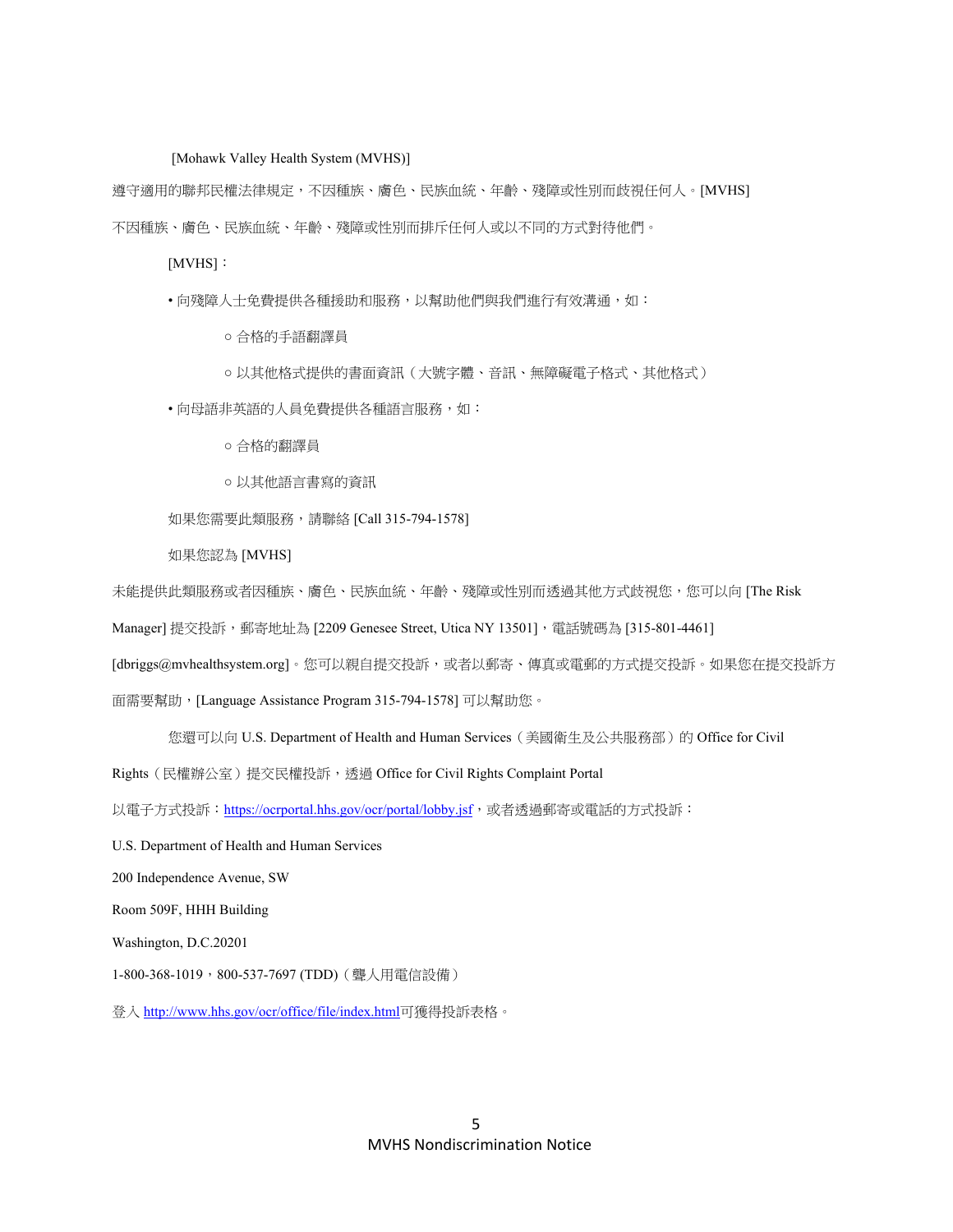[Mohawk Valley Health System (MVHS)]

遵守適用的聯邦民權法律規定，不因種族、膚色、民族血統、年齡、殘障或性別而歧視任何人。[MVHS] 不因種族、膚色、民族血統、年齡、殘障或性別而排斥任何人或以不同的方式對待他們。

[MVHS]：

- 向殘障人士免費提供各種援助和服務，以幫助他們與我們進行有效溝通，如：
  - 合格的手語翻譯員
  - 以其他格式提供的書面資訊（大號字體、音訊、無障礙電子格式、其他格式）
- 向母語非英語的人員免費提供各種語言服務，如：
  - 合格的翻譯員
  - 以其他語言書寫的資訊

如果您需要此類服務，請聯絡 [Call 315-794-1578]

如果您認為 [MVHS] 未能提供此類服務或者因種族、膚色、民族血統、年齡、殘障或性別而透過其他方式歧視您，您可以向 [The Risk Manager] 提交投訴，郵寄地址為 [2209 Genesee Street, Utica NY 13501]，電話號碼為 [315-801-4461] [dbriggs@mvhealthsystem.org]。您可以親自提交投訴，或者以郵寄、傳真或電郵的方式提交投訴。如果您在提交投訴方面需要幫助，[Language Assistance Program 315-794-1578] 可以幫助您。

您還可以向 U.S. Department of Health and Human Services（美國衛生及公共服務部）的 Office for Civil Rights（民權辦公室）提交民權投訴，透過 Office for Civil Rights Complaint Portal 以電子方式投訴：https://ocrportal.hhs.gov/ocr/portal/lobby.jsf，或者透過郵寄或電話的方式投訴：

U.S. Department of Health and Human Services
200 Independence Avenue, SW
Room 509F, HHH Building
Washington, D.C.20201
1-800-368-1019，800-537-7697 (TDD)（聾人用電信設備）

登入 http://www.hhs.gov/ocr/office/file/index.html可獲得投訴表格。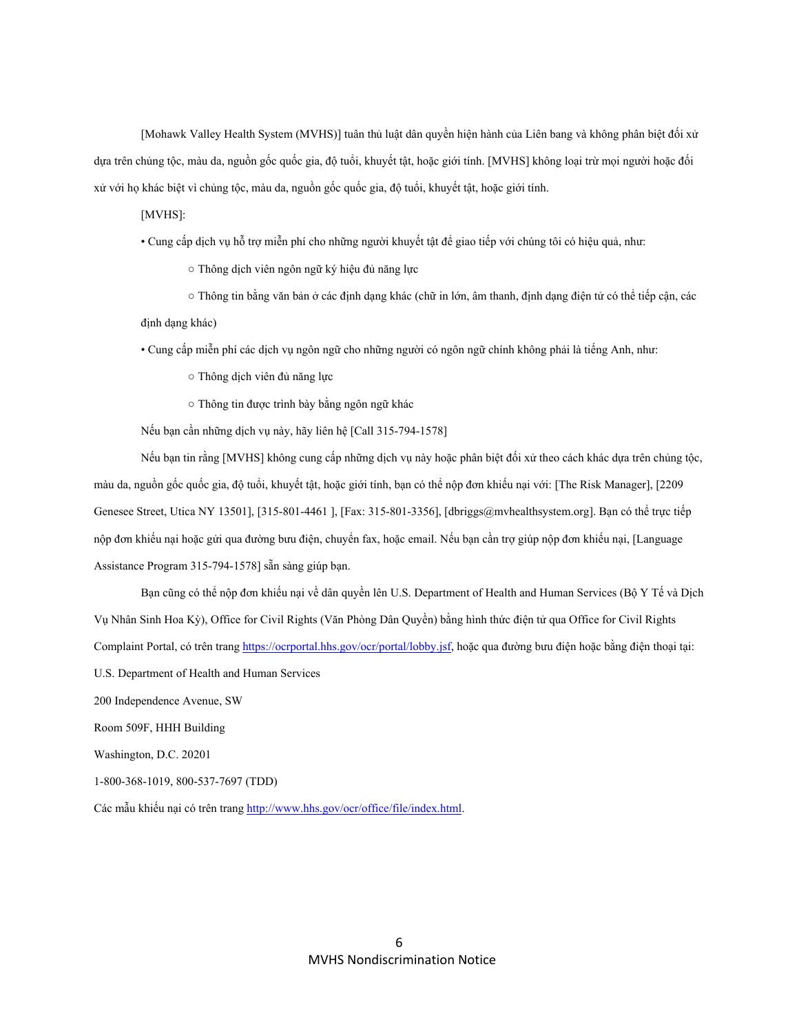[Mohawk Valley Health System (MVHS)] tuân thủ luật dân quyền hiện hành của Liên bang và không phân biệt đối xử dựa trên chủng tộc, màu da, nguồn gốc quốc gia, độ tuổi, khuyết tật, hoặc giới tính. [MVHS] không loại trừ mọi người hoặc đối xử với họ khác biệt vì chủng tộc, màu da, nguồn gốc quốc gia, độ tuổi, khuyết tật, hoặc giới tính.

[MVHS]:

- Cung cấp dịch vụ hỗ trợ miễn phí cho những người khuyết tật để giao tiếp với chúng tôi có hiệu quả, như:
  - Thông dịch viên ngôn ngữ ký hiệu đủ năng lực
  - Thông tin bằng văn bản ở các định dạng khác (chữ in lớn, âm thanh, định dạng điện tử có thể tiếp cận, các định dạng khác)
- Cung cấp miễn phí các dịch vụ ngôn ngữ cho những người có ngôn ngữ chính không phải là tiếng Anh, như:
  - Thông dịch viên đủ năng lực
  - Thông tin được trình bày bằng ngôn ngữ khác

Nếu bạn cần những dịch vụ này, hãy liên hệ [Call 315-794-1578]

Nếu bạn tin rằng [MVHS] không cung cấp những dịch vụ này hoặc phân biệt đối xử theo cách khác dựa trên chủng tộc, màu da, nguồn gốc quốc gia, độ tuổi, khuyết tật, hoặc giới tính, bạn có thể nộp đơn khiếu nại với: [The Risk Manager], [2209 Genesee Street, Utica NY 13501], [315-801-4461 ], [Fax: 315-801-3356], [dbriggs@mvhealthsystem.org]. Bạn có thể trực tiếp nộp đơn khiếu nại hoặc gửi qua đường bưu điện, chuyển fax, hoặc email. Nếu bạn cần trợ giúp nộp đơn khiếu nại, [Language Assistance Program 315-794-1578] sẵn sàng giúp bạn.

Bạn cũng có thể nộp đơn khiếu nại về dân quyền lên U.S. Department of Health and Human Services (Bộ Y Tế và Dịch Vụ Nhân Sinh Hoa Kỳ), Office for Civil Rights (Văn Phòng Dân Quyền) bằng hình thức điện tử qua Office for Civil Rights Complaint Portal, có trên trang https://ocrportal.hhs.gov/ocr/portal/lobby.jsf, hoặc qua đường bưu điện hoặc bằng điện thoại tại:

U.S. Department of Health and Human Services
200 Independence Avenue, SW
Room 509F, HHH Building
Washington, D.C. 20201
1-800-368-1019, 800-537-7697 (TDD)

Các mẫu khiếu nại có trên trang http://www.hhs.gov/ocr/office/file/index.html.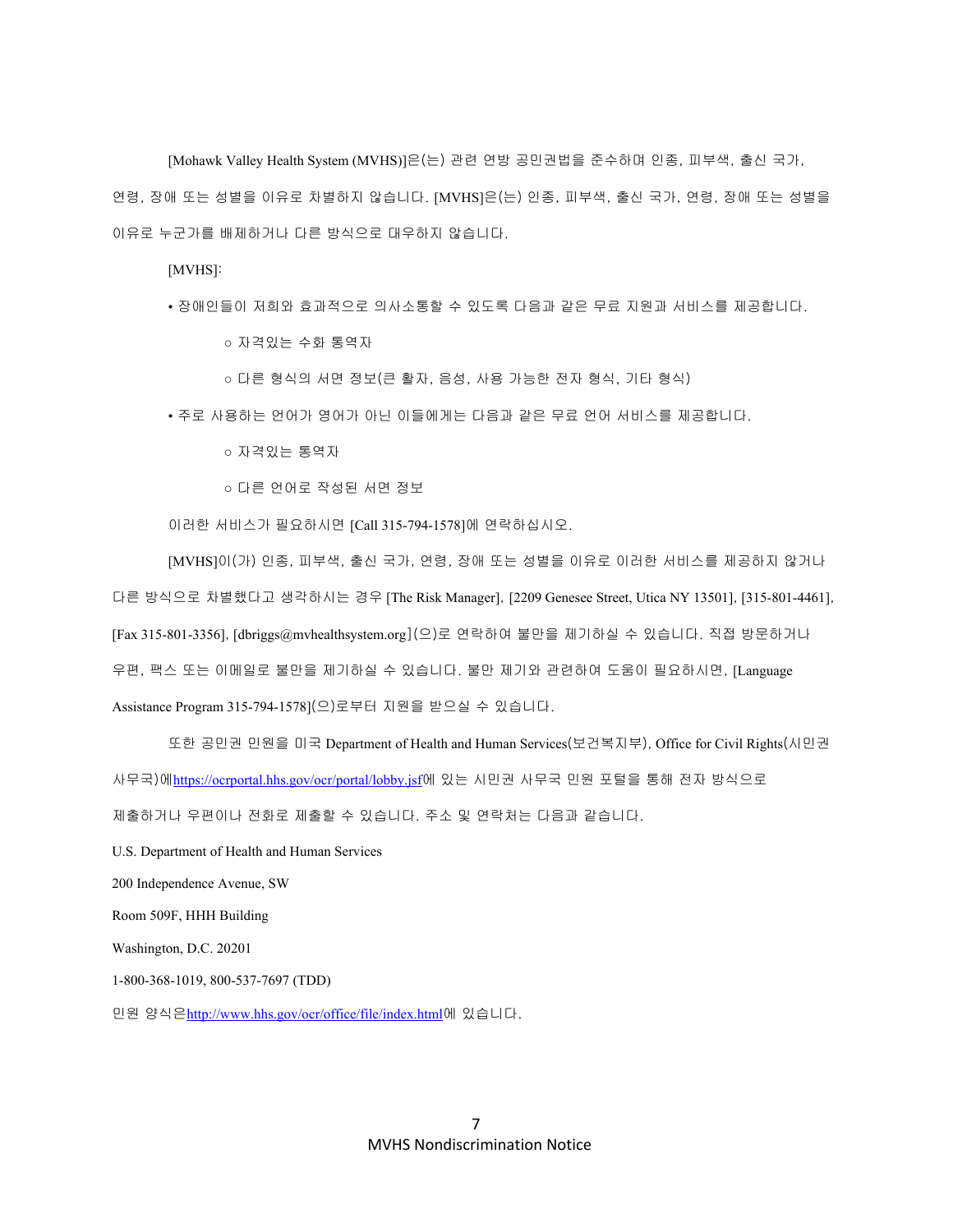[Mohawk Valley Health System (MVHS)]은(는) 관련 연방 공민권법을 준수하며 인종, 피부색, 출신 국가, 연령, 장애 또는 성별을 이유로 차별하지 않습니다. [MVHS]은(는) 인종, 피부색, 출신 국가, 연령, 장애 또는 성별을 이유로 누군가를 배제하거나 다른 방식으로 대우하지 않습니다.

[MVHS]:

- 장애인들이 저희와 효과적으로 의사소통할 수 있도록 다음과 같은 무료 지원과 서비스를 제공합니다.
  - 자격있는 수화 통역자
  - 다른 형식의 서면 정보(큰 활자, 음성, 사용 가능한 전자 형식, 기타 형식)
- 주로 사용하는 언어가 영어가 아닌 이들에게는 다음과 같은 무료 언어 서비스를 제공합니다.
  - 자격있는 통역자
  - 다른 언어로 작성된 서면 정보

이러한 서비스가 필요하시면 [Call 315-794-1578]에 연락하십시오.

[MVHS]이(가) 인종, 피부색, 출신 국가, 연령, 장애 또는 성별을 이유로 이러한 서비스를 제공하지 않거나 다른 방식으로 차별했다고 생각하시는 경우 [The Risk Manager], [2209 Genesee Street, Utica NY 13501], [315-801-4461], [Fax 315-801-3356], [dbriggs@mvhealthsystem.org](으)로 연락하여 불만을 제기하실 수 있습니다. 직접 방문하거나 우편, 팩스 또는 이메일로 불만을 제기하실 수 있습니다. 불만 제기와 관련하여 도움이 필요하시면, [Language Assistance Program 315-794-1578](으)로부터 지원을 받으실 수 있습니다.

또한 공민권 민원을 미국 Department of Health and Human Services(보건복지부), Office for Civil Rights(시민권 사무국)에 https://ocrportal.hhs.gov/ocr/portal/lobby.jsf에 있는 시민권 사무국 민원 포털을 통해 전자 방식으로 제출하거나 우편이나 전화로 제출할 수 있습니다. 주소 및 연락처는 다음과 같습니다.

U.S. Department of Health and Human Services

200 Independence Avenue, SW

Room 509F, HHH Building

Washington, D.C. 20201

1-800-368-1019, 800-537-7697 (TDD)

민원 양식은 http://www.hhs.gov/ocr/office/file/index.html에 있습니다.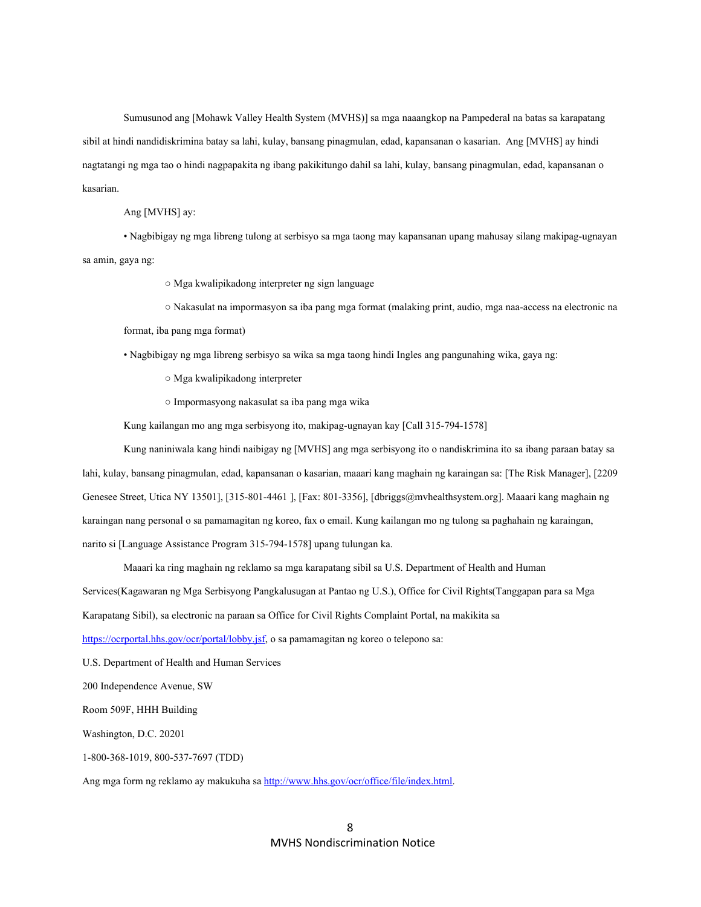Sumusunod ang [Mohawk Valley Health System (MVHS)] sa mga naaangkop na Pampederal na batas sa karapatang sibil at hindi nandidiskrimina batay sa lahi, kulay, bansang pinagmulan, edad, kapansanan o kasarian. Ang [MVHS] ay hindi nagtatangi ng mga tao o hindi nagpapakita ng ibang pakikitungo dahil sa lahi, kulay, bansang pinagmulan, edad, kapansanan o kasarian.

Ang [MVHS] ay:

- Nagbibigay ng mga libreng tulong at serbisyo sa mga taong may kapansanan upang mahusay silang makipag-ugnayan sa amin, gaya ng:
  - Mga kwalipikadong interpreter ng sign language
  - Nakasulat na impormasyon sa iba pang mga format (malaking print, audio, mga naa-access na electronic na format, iba pang mga format)
- Nagbibigay ng mga libreng serbisyo sa wika sa mga taong hindi Ingles ang pangunahing wika, gaya ng:
  - Mga kwalipikadong interpreter
  - Impormasyong nakasulat sa iba pang mga wika

Kung kailangan mo ang mga serbisyong ito, makipag-ugnayan kay [Call 315-794-1578]

Kung naniniwala kang hindi naibigay ng [MVHS] ang mga serbisyong ito o nandiskrimina ito sa ibang paraan batay sa lahi, kulay, bansang pinagmulan, edad, kapansanan o kasarian, maaari kang maghain ng karaingan sa: [The Risk Manager], [2209 Genesee Street, Utica NY 13501], [315-801-4461 ], [Fax: 801-3356], [dbriggs@mvhealthsystem.org]. Maaari kang maghain ng karaingan nang personal o sa pamamagitan ng koreo, fax o email. Kung kailangan mo ng tulong sa paghahain ng karaingan, narito si [Language Assistance Program 315-794-1578] upang tulungan ka.

Maaari ka ring maghain ng reklamo sa mga karapatang sibil sa U.S. Department of Health and Human Services(Kagawaran ng Mga Serbisyong Pangkalusugan at Pantao ng U.S.), Office for Civil Rights(Tanggapan para sa Mga Karapatang Sibil), sa electronic na paraan sa Office for Civil Rights Complaint Portal, na makikita sa https://ocrportal.hhs.gov/ocr/portal/lobby.jsf, o sa pamamagitan ng koreo o telepono sa:

U.S. Department of Health and Human Services

200 Independence Avenue, SW

Room 509F, HHH Building

Washington, D.C. 20201

1-800-368-1019, 800-537-7697 (TDD)

Ang mga form ng reklamo ay makukuha sa http://www.hhs.gov/ocr/office/file/index.html.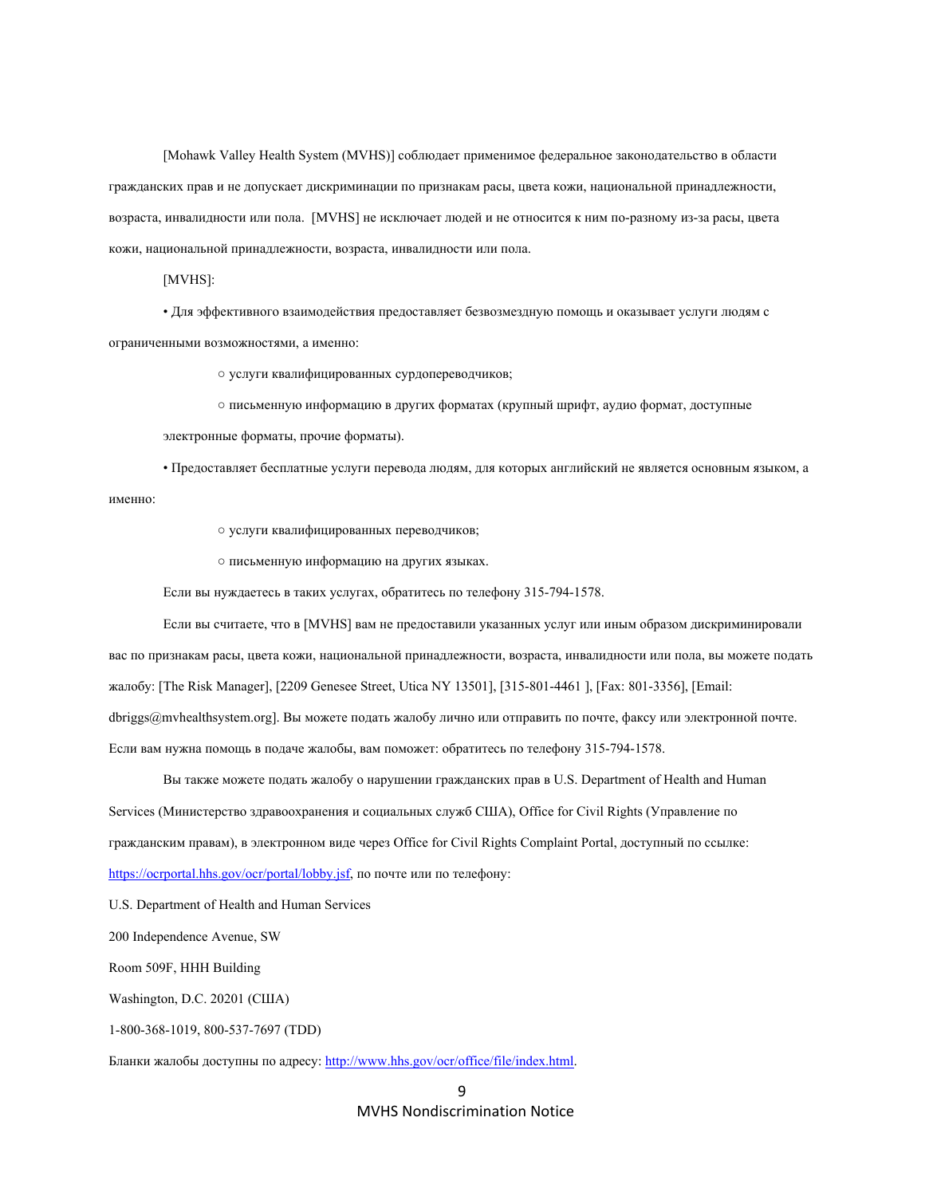[Mohawk Valley Health System (MVHS)] соблюдает применимое федеральное законодательство в области гражданских прав и не допускает дискриминации по признакам расы, цвета кожи, национальной принадлежности, возраста, инвалидности или пола. [MVHS] не исключает людей и не относится к ним по-разному из-за расы, цвета кожи, национальной принадлежности, возраста, инвалидности или пола.

[MVHS]:

- Для эффективного взаимодействия предоставляет безвозмездную помощь и оказывает услуги людям с ограниченными возможностями, а именно:
  - услуги квалифицированных сурдопереводчиков;
  - письменную информацию в других форматах (крупный шрифт, аудио формат, доступные электронные форматы, прочие форматы).
- Предоставляет бесплатные услуги перевода людям, для которых английский не является основным языком, а именно:
  - услуги квалифицированных переводчиков;
  - письменную информацию на других языках.

Если вы нуждаетесь в таких услугах, обратитесь по телефону 315-794-1578.

Если вы считаете, что в [MVHS] вам не предоставили указанных услуг или иным образом дискриминировали вас по признакам расы, цвета кожи, национальной принадлежности, возраста, инвалидности или пола, вы можете подать жалобу: [The Risk Manager], [2209 Genesee Street, Utica NY 13501], [315-801-4461 ], [Fax: 801-3356], [Email: dbriggs@mvhealthsystem.org]. Вы можете подать жалобу лично или отправить по почте, факсу или электронной почте. Если вам нужна помощь в подаче жалобы, вам поможет: обратитесь по телефону 315-794-1578.

Вы также можете подать жалобу о нарушении гражданских прав в U.S. Department of Health and Human Services (Министерство здравоохранения и социальных служб США), Office for Civil Rights (Управление по гражданским правам), в электронном виде через Office for Civil Rights Complaint Portal, доступный по ссылке: https://ocrportal.hhs.gov/ocr/portal/lobby.jsf, по почте или по телефону:

U.S. Department of Health and Human Services  
200 Independence Avenue, SW  
Room 509F, HHH Building  
Washington, D.C. 20201 (США)  
1-800-368-1019, 800-537-7697 (TDD)

Бланки жалобы доступны по адресу: http://www.hhs.gov/ocr/office/file/index.html.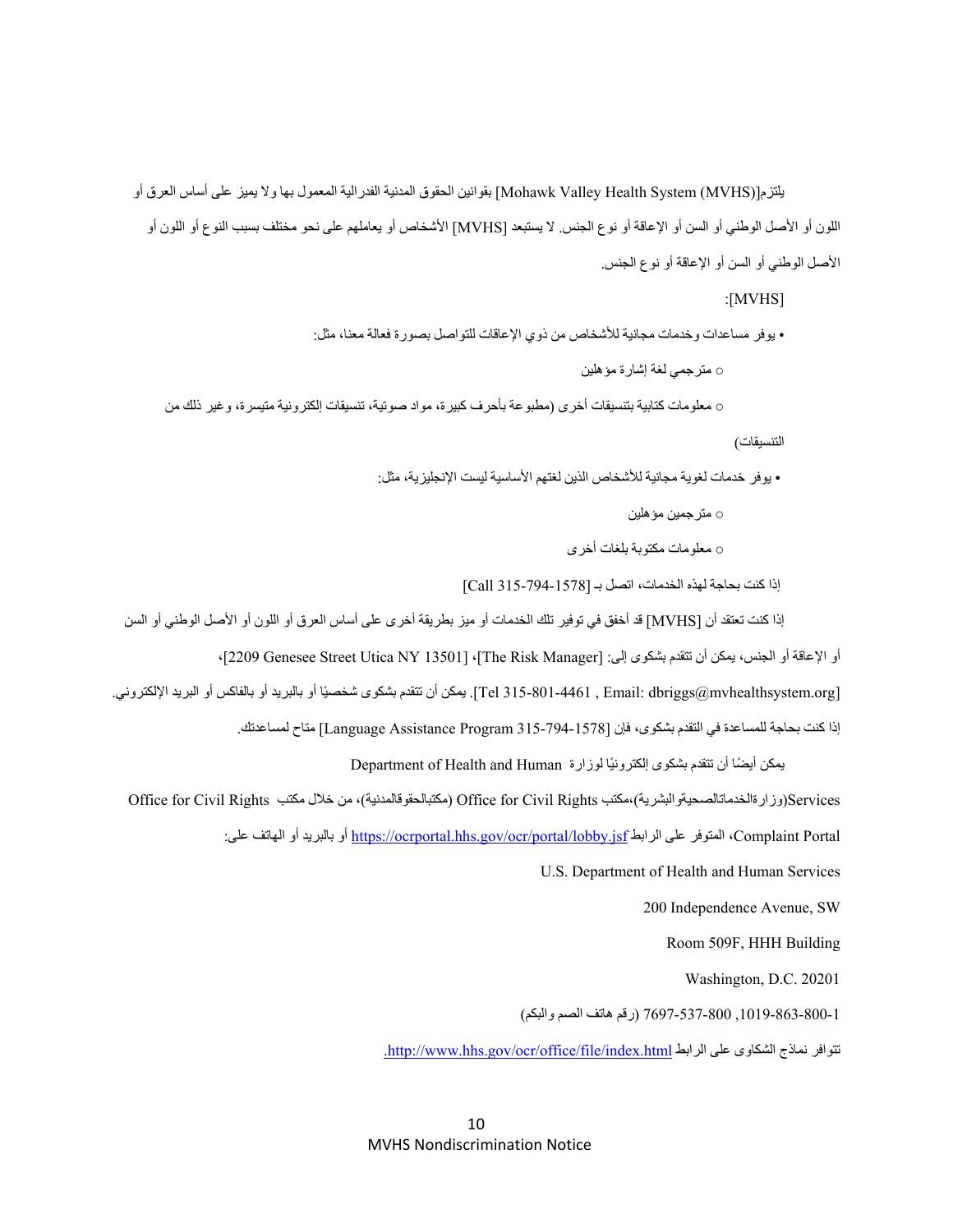يلتزم[Mohawk Valley Health System (MVHS)] بقوانين الحقوق المدنية الفدرالية المعمول بها ولا يميز على أساس العرق أو اللون أو الأصل الوطني أو السن أو الإعاقة أو نوع الجنس. لا يستبعد [MVHS] الأشخاص أو يعاملهم على نحو مختلف بسبب النوع أو اللون أو الأصل الوطني أو السن أو الإعاقة أو نوع الجنس.

:[MVHS]

- يوفر مساعدات وخدمات مجانية للأشخاص من ذوي الإعاقات للتواصل بصورة فعالة معنا، مثل:
  - مترجمي لغة إشارة مؤهلين
  - معلومات كتابية بتنسيقات أخرى (مطبوعة بأحرف كبيرة، مواد صوتية، تنسيقات إلكترونية متيسرة، وغير ذلك من التنسيقات)
- يوفر خدمات لغوية مجانية للأشخاص الذين لغتهم الأساسية ليست الإنجليزية، مثل:
  - مترجمين مؤهلين
  - معلومات مكتوبة بلغات أخرى

إذا كنت بحاجة لهذه الخدمات، اتصل بـ [Call 315-794-1578]

إذا كنت تعتقد أن [MVHS] قد أخفق في توفير تلك الخدمات أو ميز بطريقة أخرى على أساس العرق أو اللون أو الأصل الوطني أو السن أو الإعاقة أو الجنس، يمكن أن تتقدم بشكوى إلى: [The Risk Manager]، [2209 Genesee Street Utica NY 13501]، [Tel 315-801-4461 , Email: dbriggs@mvhealthsystem.org]. يمكن أن تتقدم بشكوى شخصيًا أو بالبريد أو بالفاكس أو البريد الإلكتروني. إذا كنت بحاجة للمساعدة في التقدم بشكوى، فإن [Language Assistance Program 315-794-1578] متاح لمساعدتك.

يمكن أيضًا أن تتقدم بشكوى إلكترونيًا لوزارة Department of Health and Human Services(وزارةالخدماتالصحيةوالبشرية)،مكتب Office for Civil Rights (مكتبالحقوقالمدنية)، من خلال مكتب Office for Civil Rights Complaint Portal، المتوفر على الرابط https://ocrportal.hhs.gov/ocr/portal/lobby.jsf أو بالبريد أو الهاتف على:

U.S. Department of Health and Human Services

200 Independence Avenue, SW

Room 509F, HHH Building

Washington, D.C. 20201

1-800-868-1019, 800-537-7697 (رقم هاتف الصم والبكم)

تتوافر نماذج الشكاوى على الرابط http://www.hhs.gov/ocr/office/file/index.html.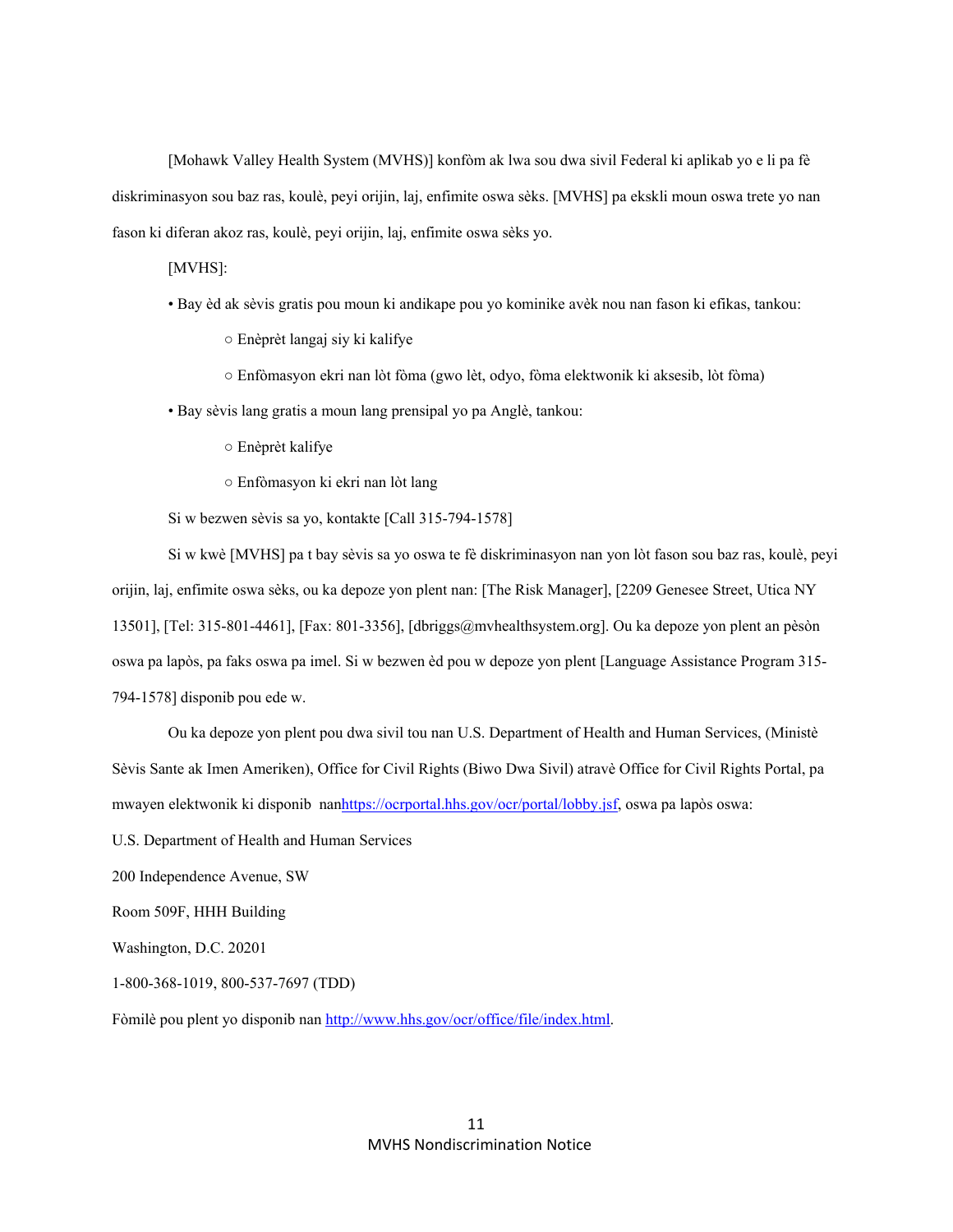[Mohawk Valley Health System (MVHS)] konfòm ak lwa sou dwa sivil Federal ki aplikab yo e li pa fè diskriminasyon sou baz ras, koulè, peyi orijin, laj, enfimite oswa sèks. [MVHS] pa ekskli moun oswa trete yo nan fason ki diferan akoz ras, koulè, peyi orijin, laj, enfimite oswa sèks yo.

[MVHS]:

- Bay èd ak sèvis gratis pou moun ki andikape pou yo kominike avèk nou nan fason ki efikas, tankou:
  - Enèprèt langaj siy ki kalifye
  - Enfòmasyon ekri nan lòt fòma (gwo lèt, odyo, fòma elektwonik ki aksesib, lòt fòma)
- Bay sèvis lang gratis a moun lang prensipal yo pa Anglè, tankou:
  - Enèprèt kalifye
  - Enfòmasyon ki ekri nan lòt lang

Si w bezwen sèvis sa yo, kontakte [Call 315-794-1578]

Si w kwè [MVHS] pa t bay sèvis sa yo oswa te fè diskriminasyon nan yon lòt fason sou baz ras, koulè, peyi orijin, laj, enfimite oswa sèks, ou ka depoze yon plent nan: [The Risk Manager], [2209 Genesee Street, Utica NY 13501], [Tel: 315-801-4461], [Fax: 801-3356], [dbriggs@mvhealthsystem.org]. Ou ka depoze yon plent an pèsòn oswa pa lapòs, pa faks oswa pa imel. Si w bezwen èd pou w depoze yon plent [Language Assistance Program 315-794-1578] disponib pou ede w.

Ou ka depoze yon plent pou dwa sivil tou nan U.S. Department of Health and Human Services, (Ministè Sèvis Sante ak Imen Ameriken), Office for Civil Rights (Biwo Dwa Sivil) atravè Office for Civil Rights Portal, pa mwayen elektwonik ki disponib nanhttps://ocrportal.hhs.gov/ocr/portal/lobby.jsf, oswa pa lapòs oswa:

U.S. Department of Health and Human Services

200 Independence Avenue, SW

Room 509F, HHH Building

Washington, D.C. 20201

1-800-368-1019, 800-537-7697 (TDD)

Fòmilè pou plent yo disponib nan http://www.hhs.gov/ocr/office/file/index.html.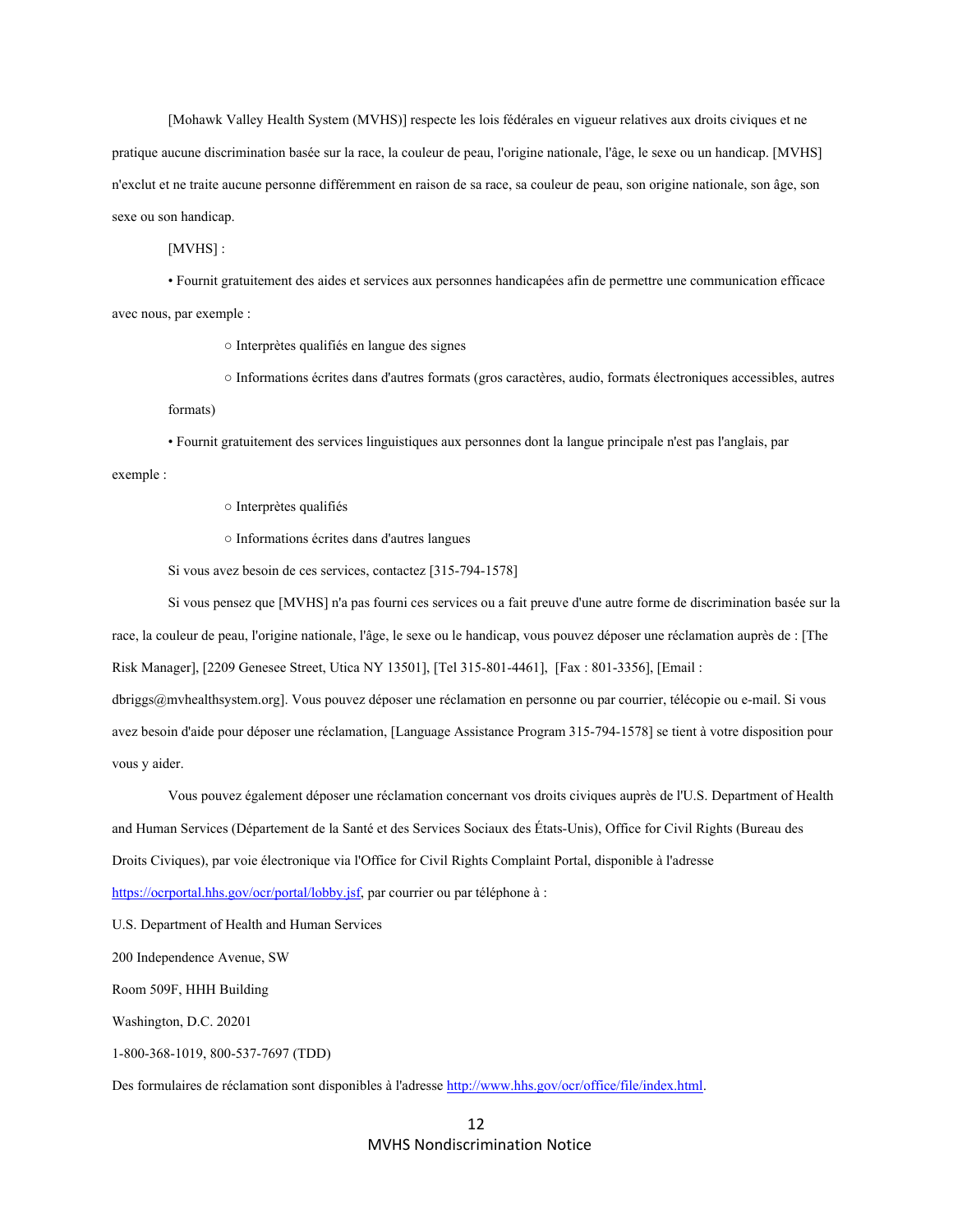[Mohawk Valley Health System (MVHS)] respecte les lois fédérales en vigueur relatives aux droits civiques et ne pratique aucune discrimination basée sur la race, la couleur de peau, l'origine nationale, l'âge, le sexe ou un handicap. [MVHS] n'exclut et ne traite aucune personne différemment en raison de sa race, sa couleur de peau, son origine nationale, son âge, son sexe ou son handicap.

[MVHS] :

- Fournit gratuitement des aides et services aux personnes handicapées afin de permettre une communication efficace avec nous, par exemple :
  - Interprètes qualifiés en langue des signes
  - Informations écrites dans d'autres formats (gros caractères, audio, formats électroniques accessibles, autres formats)
- Fournit gratuitement des services linguistiques aux personnes dont la langue principale n'est pas l'anglais, par exemple :
  - Interprètes qualifiés
  - Informations écrites dans d'autres langues

Si vous avez besoin de ces services, contactez [315-794-1578]

Si vous pensez que [MVHS] n'a pas fourni ces services ou a fait preuve d'une autre forme de discrimination basée sur la race, la couleur de peau, l'origine nationale, l'âge, le sexe ou le handicap, vous pouvez déposer une réclamation auprès de : [The Risk Manager], [2209 Genesee Street, Utica NY 13501], [Tel 315-801-4461], [Fax : 801-3356], [Email : dbriggs@mvhealthsystem.org]. Vous pouvez déposer une réclamation en personne ou par courrier, télécopie ou e-mail. Si vous avez besoin d'aide pour déposer une réclamation, [Language Assistance Program 315-794-1578] se tient à votre disposition pour vous y aider.

Vous pouvez également déposer une réclamation concernant vos droits civiques auprès de l'U.S. Department of Health and Human Services (Département de la Santé et des Services Sociaux des États-Unis), Office for Civil Rights (Bureau des Droits Civiques), par voie électronique via l'Office for Civil Rights Complaint Portal, disponible à l'adresse https://ocrportal.hhs.gov/ocr/portal/lobby.jsf, par courrier ou par téléphone à :

U.S. Department of Health and Human Services

200 Independence Avenue, SW

Room 509F, HHH Building

Washington, D.C. 20201

1-800-368-1019, 800-537-7697 (TDD)

Des formulaires de réclamation sont disponibles à l'adresse http://www.hhs.gov/ocr/office/file/index.html.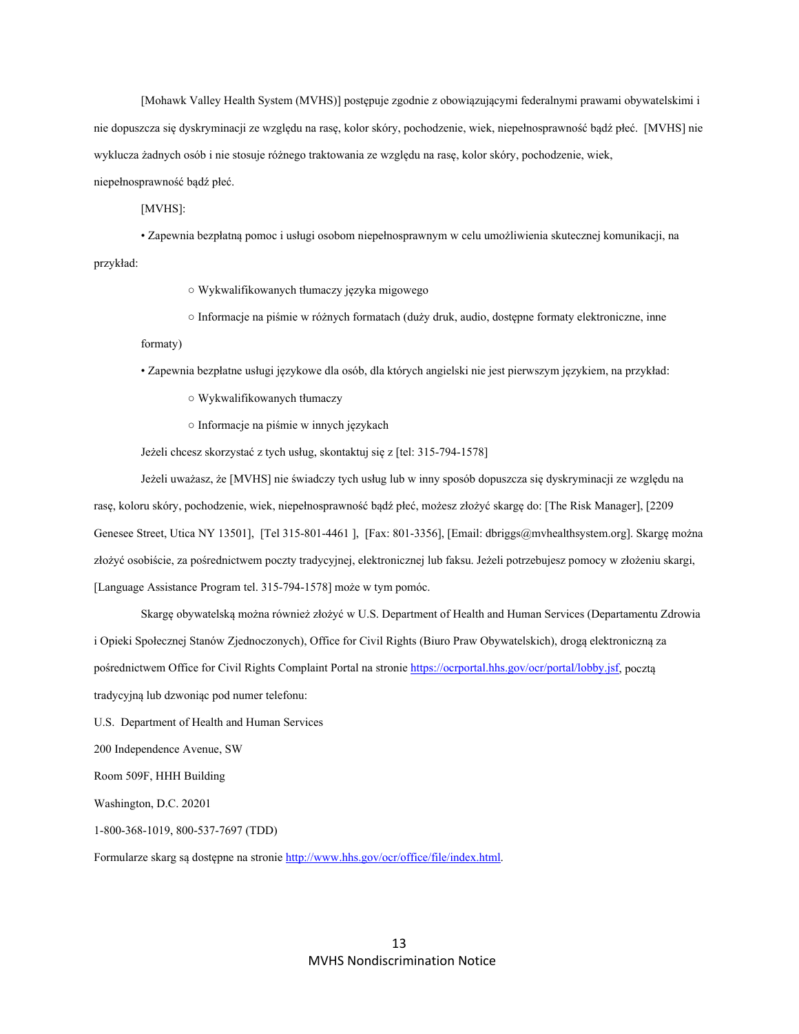[Mohawk Valley Health System (MVHS)] postępuje zgodnie z obowiązującymi federalnymi prawami obywatelskimi i nie dopuszcza się dyskryminacji ze względu na rasę, kolor skóry, pochodzenie, wiek, niepełnosprawność bądź płeć. [MVHS] nie wyklucza żadnych osób i nie stosuje różnego traktowania ze względu na rasę, kolor skóry, pochodzenie, wiek, niepełnosprawność bądź płeć.

[MVHS]:

- Zapewnia bezpłatną pomoc i usługi osobom niepełnosprawnym w celu umożliwienia skutecznej komunikacji, na przykład:
  - Wykwalifikowanych tłumaczy języka migowego
  - Informacje na piśmie w różnych formatach (duży druk, audio, dostępne formaty elektroniczne, inne formaty)
- Zapewnia bezpłatne usługi językowe dla osób, dla których angielski nie jest pierwszym językiem, na przykład:
  - Wykwalifikowanych tłumaczy
  - Informacje na piśmie w innych językach

Jeżeli chcesz skorzystać z tych usług, skontaktuj się z [tel: 315-794-1578]

Jeżeli uważasz, że [MVHS] nie świadczy tych usług lub w inny sposób dopuszcza się dyskryminacji ze względu na rasę, koloru skóry, pochodzenie, wiek, niepełnosprawność bądź płeć, możesz złożyć skargę do: [The Risk Manager], [2209 Genesee Street, Utica NY 13501], [Tel 315-801-4461 ], [Fax: 801-3356], [Email: dbriggs@mvhealthsystem.org]. Skargę można złożyć osobiście, za pośrednictwem poczty tradycyjnej, elektronicznej lub faksu. Jeżeli potrzebujesz pomocy w złożeniu skargi, [Language Assistance Program tel. 315-794-1578] może w tym pomóc.

Skargę obywatelską można również złożyć w U.S. Department of Health and Human Services (Departamentu Zdrowia i Opieki Społecznej Stanów Zjednoczonych), Office for Civil Rights (Biuro Praw Obywatelskich), drogą elektroniczną za pośrednictwem Office for Civil Rights Complaint Portal na stronie https://ocrportal.hhs.gov/ocr/portal/lobby.jsf, pocztą tradycyjną lub dzwoniąc pod numer telefonu:

U.S. Department of Health and Human Services

200 Independence Avenue, SW

Room 509F, HHH Building

Washington, D.C. 20201

1-800-368-1019, 800-537-7697 (TDD)

Formularze skarg są dostępne na stronie http://www.hhs.gov/ocr/office/file/index.html.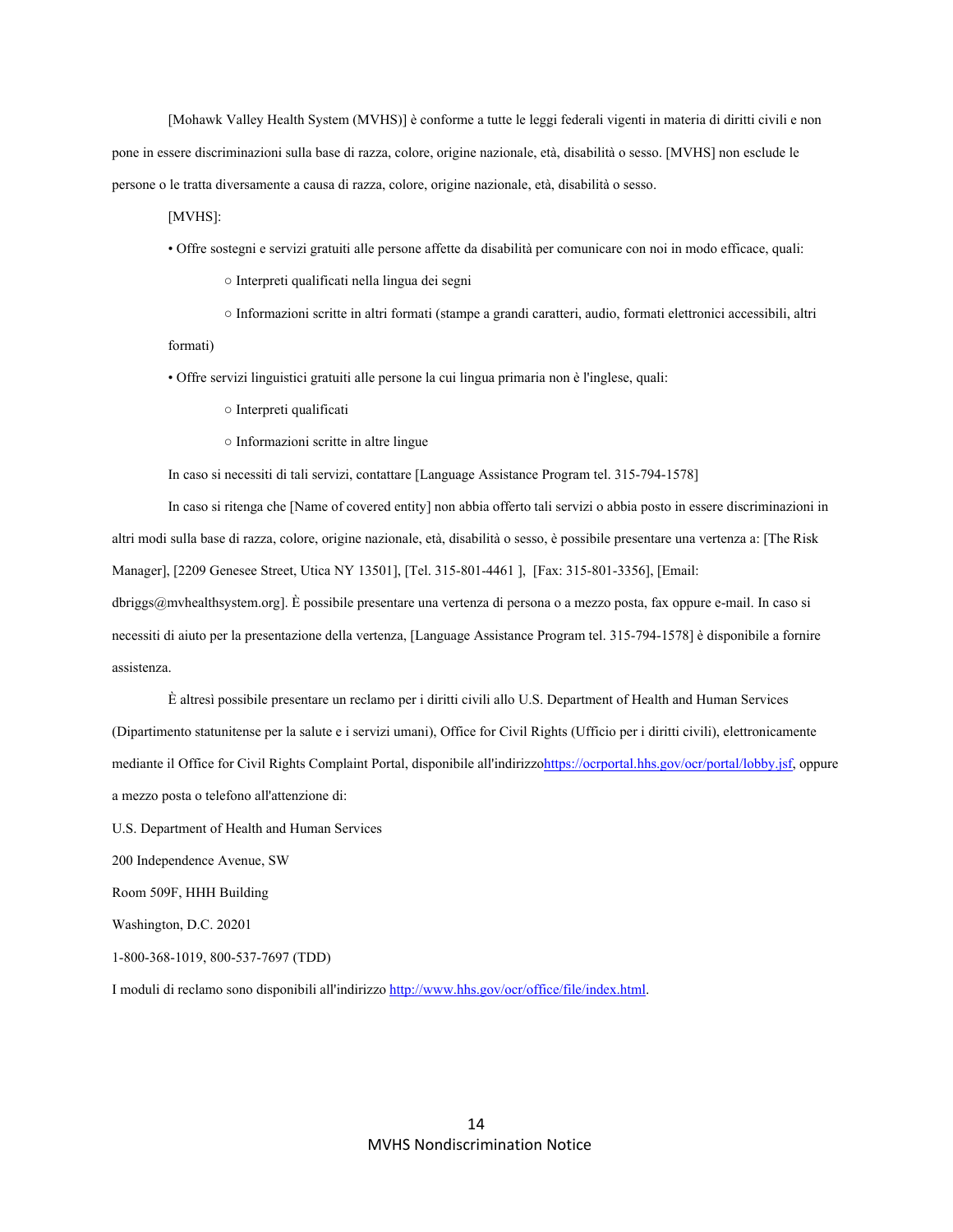[Mohawk Valley Health System (MVHS)] è conforme a tutte le leggi federali vigenti in materia di diritti civili e non pone in essere discriminazioni sulla base di razza, colore, origine nazionale, età, disabilità o sesso. [MVHS] non esclude le persone o le tratta diversamente a causa di razza, colore, origine nazionale, età, disabilità o sesso.

[MVHS]:

- Offre sostegni e servizi gratuiti alle persone affette da disabilità per comunicare con noi in modo efficace, quali:
  - Interpreti qualificati nella lingua dei segni
  - Informazioni scritte in altri formati (stampe a grandi caratteri, audio, formati elettronici accessibili, altri formati)
- Offre servizi linguistici gratuiti alle persone la cui lingua primaria non è l'inglese, quali:
  - Interpreti qualificati
  - Informazioni scritte in altre lingue

In caso si necessiti di tali servizi, contattare [Language Assistance Program tel. 315-794-1578]

In caso si ritenga che [Name of covered entity] non abbia offerto tali servizi o abbia posto in essere discriminazioni in altri modi sulla base di razza, colore, origine nazionale, età, disabilità o sesso, è possibile presentare una vertenza a: [The Risk Manager], [2209 Genesee Street, Utica NY 13501], [Tel. 315-801-4461 ], [Fax: 315-801-3356], [Email: dbriggs@mvhealthsystem.org]. È possibile presentare una vertenza di persona o a mezzo posta, fax oppure e-mail. In caso si necessiti di aiuto per la presentazione della vertenza, [Language Assistance Program tel. 315-794-1578] è disponibile a fornire assistenza.

È altresì possibile presentare un reclamo per i diritti civili allo U.S. Department of Health and Human Services (Dipartimento statunitense per la salute e i servizi umani), Office for Civil Rights (Ufficio per i diritti civili), elettronicamente mediante il Office for Civil Rights Complaint Portal, disponibile all'indirizzohttps://ocrportal.hhs.gov/ocr/portal/lobby.jsf, oppure a mezzo posta o telefono all'attenzione di:

U.S. Department of Health and Human Services

200 Independence Avenue, SW

Room 509F, HHH Building

Washington, D.C. 20201

1-800-368-1019, 800-537-7697 (TDD)

I moduli di reclamo sono disponibili all'indirizzo http://www.hhs.gov/ocr/office/file/index.html.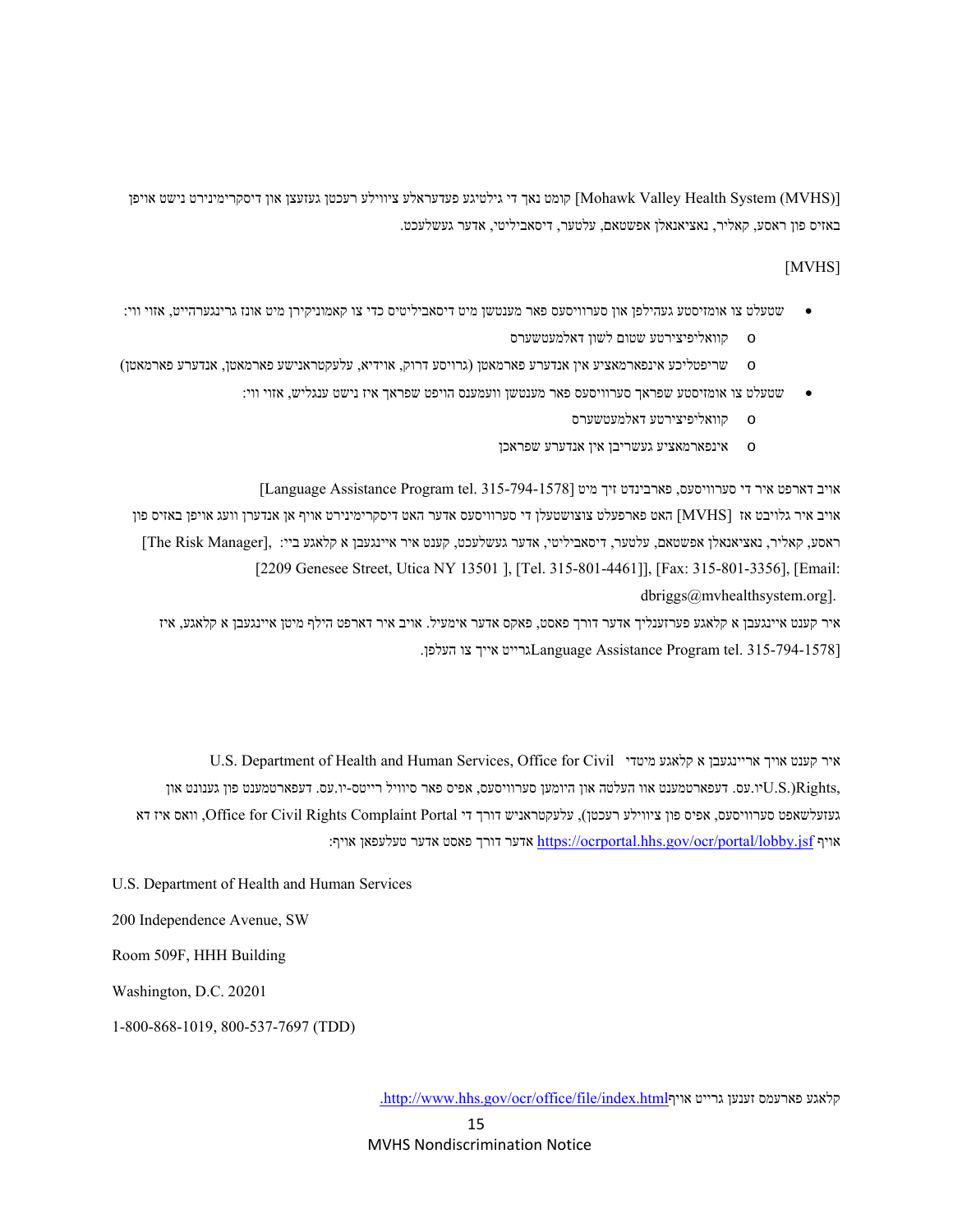[Mohawk Valley Health System (MVHS)] קומט נאך די גילטיגע פעדעראלע ציווילע רעכטן געזעצן און דיסקרימינירט נישט אויפן באזיס פון ראסע, קאליר, נאציאנאלן אפשטאם, עלטער, דיסאביליטי, אדער געשלעכט.

[MVHS]

- שטעלט צו אומזיסטע געהילפן און סערוויסעס פאר מענטשן מיט דיסאביליטיס כדי צו קאמוניקירן מיט אונז גרינגערהייט, אזוי ווי:
  - o קוואליפיצירטע שטום לשון דאלמעטשערס
  - o שריפטליכע אינפארמאציע אין אנדערע פארמאטן (גרויסע דרוק, אודיא, עלעקטראנישע פארמאטן, אנדערע פארמאטן)
- שטעלט צו אומזיסטע שפראך סערוויסעס פאר מענטשן וועמענס הויפט שפראך איז נישט ענגליש, אזוי ווי:
  - o קוואליפיצירטע דאלמעטשערס
  - o אינפארמאציע געשריבן אין אנדערע שפראכן

אויב דארפט איר די סערוויסעס, פארבינדט זיך מיט [Language Assistance Program tel. 315-794-1578]

אויב איר גלויבט אז [MVHS] האט פארפעלט צוצושטעלן די סערוויסעס אדער האט דיסקרימינירט אויף אן אנדערן וועג אויפן באזיס פון ראסע, קאליר, נאציאנאלן אפשטאם, עלטער, דיסאביליטי, אדער געשלעכט, קענט איר איינגעבן א קלאגע ביי: [The Risk Manager], [2209 Genesee Street, Utica NY 13501 ], [Tel. 315-801-4461]], [Fax: 315-801-3356], [Email: dbriggs@mvhealthsystem.org].

איר קענט איינגעבן א קלאגע פערזענליך אדער דורך פאסט, פאקס אדער אימעיל. אויב איר דארפט הילף מיטן איינגעבן א קלאגע, איז [Language Assistance Program tel. 315-794-1578גרייט אייך צו העלפן.

איר קענט אויך אריינגעבן א קלאגע מיטדי U.S. Department of Health and Human Services, Office for Civil Rights,(U.S.יו.עס. דעפארטמענט אוו העלטה און היומען סערוויסעס, אפיס פאר סיוויל רייטס-יו.עס. דעפארטמענט פון געזונט און געזעלשאפט סערוויסעס, אפיס פון ציווילע רעכטן), עלעקטראניש דורך די Office for Civil Rights Complaint Portal, וואס איז דא אויף https://ocrportal.hhs.gov/ocr/portal/lobby.jsf אדער דורך פאסט אדער טעלעפאן אויף:

U.S. Department of Health and Human Services

200 Independence Avenue, SW

Room 509F, HHH Building

Washington, D.C. 20201

1-800-868-1019, 800-537-7697 (TDD)

קלאגע פארעמס זענען גרייט אויףhttp://www.hhs.gov/ocr/office/file/index.html.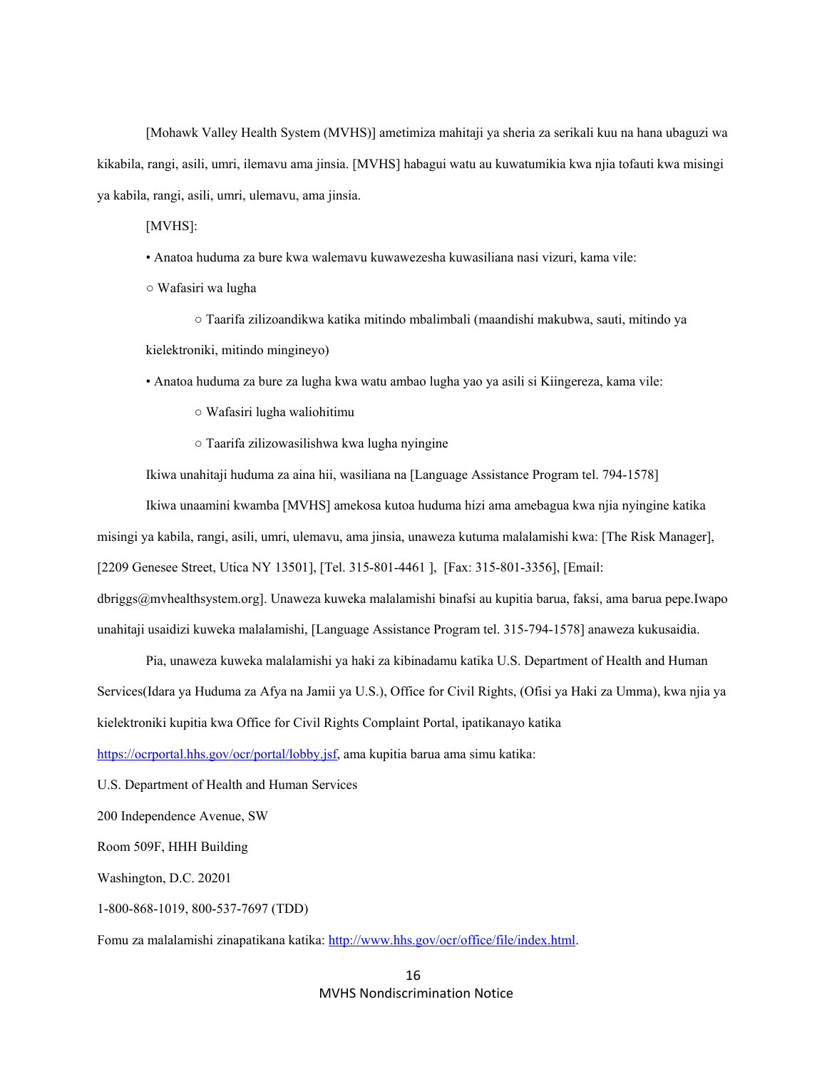[Mohawk Valley Health System (MVHS)] ametimiza mahitaji ya sheria za serikali kuu na hana ubaguzi wa kikabila, rangi, asili, umri, ilemavu ama jinsia. [MVHS] habagui watu au kuwatumikia kwa njia tofauti kwa misingi ya kabila, rangi, asili, umri, ulemavu, ama jinsia.

[MVHS]:

- Anatoa huduma za bure kwa walemavu kuwawezesha kuwasiliana nasi vizuri, kama vile:
  - Wafasiri wa lugha
  - Taarifa zilizoandikwa katika mitindo mbalimbali (maandishi makubwa, sauti, mitindo ya kielektroniki, mitindo mingineyo)
- Anatoa huduma za bure za lugha kwa watu ambao lugha yao ya asili si Kiingereza, kama vile:
  - Wafasiri lugha waliohitimu
  - Taarifa zilizowasilishwa kwa lugha nyingine

Ikiwa unahitaji huduma za aina hii, wasiliana na [Language Assistance Program tel. 794-1578]

Ikiwa unaamini kwamba [MVHS] amekosa kutoa huduma hizi ama amebagua kwa njia nyingine katika misingi ya kabila, rangi, asili, umri, ulemavu, ama jinsia, unaweza kutuma malalamishi kwa: [The Risk Manager], [2209 Genesee Street, Utica NY 13501], [Tel. 315-801-4461 ], [Fax: 315-801-3356], [Email: dbriggs@mvhealthsystem.org]. Unaweza kuweka malalamishi binafsi au kupitia barua, faksi, ama barua pepe.Iwapo unahitaji usaidizi kuweka malalamishi, [Language Assistance Program tel. 315-794-1578] anaweza kukusaidia.

Pia, unaweza kuweka malalamishi ya haki za kibinadamu katika U.S. Department of Health and Human Services(Idara ya Huduma za Afya na Jamii ya U.S.), Office for Civil Rights, (Ofisi ya Haki za Umma), kwa njia ya kielektroniki kupitia kwa Office for Civil Rights Complaint Portal, ipatikanayo katika https://ocrportal.hhs.gov/ocr/portal/lobby.jsf, ama kupitia barua ama simu katika:

U.S. Department of Health and Human Services

200 Independence Avenue, SW

Room 509F, HHH Building

Washington, D.C. 20201

1-800-868-1019, 800-537-7697 (TDD)

Fomu za malalamishi zinapatikana katika: http://www.hhs.gov/ocr/office/file/index.html.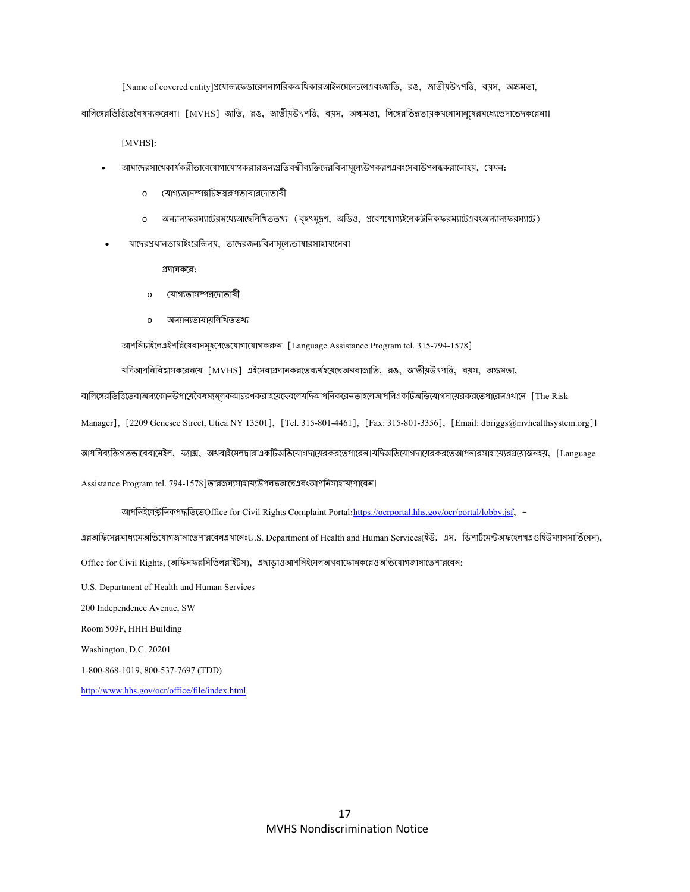[Name of covered entity]প্রযোজ্যফেডারেলনাগরিকঅধিকারআইনমেনেচলেএবংজাতি, রঙ, জাতীয়উৎপত্তি, বয়স, অক্ষমতা, বালিঙ্গেরভিত্তিতেবৈষম্যকরেনা। [MVHS] জাতি, রঙ, জাতীয়উৎপত্তি, বয়স, অক্ষমতা, লিঙ্গেরভিন্নতায়কখনোমানুষেরমধ্যেভেদাভেদকরেনা।

[MVHS]:

- আমাদেরসাথেকার্যকরীভাবেযোগাযোগকরারজন্যপ্রতিবন্ধীব্যক্তিদেরবিনামূল্যেউপকরণএবংসেবাউপলব্ধকরানোহয়, যেমন:
  - যোগ্যতাসম্পন্নচিহ্নস্বরূপভাষারদোভাষী
  - অন্যান্যফরম্যাটেরমধ্যেআছেলিখিততথ্য (বৃহৎমুদ্রণ, অডিও, প্রবেশযোগ্যইলেকট্রনিকফরম্যাটেএবংঅন্যান্যফরম্যাটে)
- যাদেরপ্রধানভাষাইংরেজিনয়, তাদেরজন্যবিনামূল্যেভাষারসাহায্যসেবা

  প্রদানকরে:
  - যোগ্যতাসম্পন্নদোভাষী
  - অন্যান্যভাষায়লিখিততথ্য

আপনিচাইলেএইপরিষেবাসমূহপেতেযোগাযোগকরুন [Language Assistance Program tel. 315-794-1578]

যদিআপনিবিশ্বাসকরেনযে [MVHS] এইসেবাপ্রদানকরতেব্যর্থহয়েছেঅথবাজাতি, রঙ, জাতীয়উৎপত্তি, বয়স, অক্ষমতা, বালিঙ্গেরভিত্তিতেবাঅন্যকোনউপায়েবৈষম্যমূলকআচরণকরাহয়েছেবলেযদিআপনিকরেনতাহলেআপনিএকটিঅভিযোগদায়েরকরতেপারেনএখানে [The Risk Manager], [2209 Genesee Street, Utica NY 13501], [Tel. 315-801-4461], [Fax: 315-801-3356], [Email: dbriggs@mvhealthsystem.org]। আপনিব্যক্তিগতভাবেবামেইল, ফ্যাক্স, অথবাইমেলদ্বারাএকটিঅভিযোগদায়েরকরতেপারেন।যদিঅভিযোগদায়েরকরতেআপনারসাহায্যেরপ্রয়োজনহয়, [Language Assistance Program tel. 794-1578]তারজন্যসাহায্যউপলব্ধআছেএবংআপনিসাহায্যপাবেন।

আপনিইলেক্ট্রনিকপদ্ধতিতেOffice for Civil Rights Complaint Portal:https://ocrportal.hhs.gov/ocr/portal/lobby.jsf, - এরঅফিসেরমাধ্যমেঅভিযোগজানাতেপারবেনএখানেঃU.S. Department of Health and Human Services(ইউ. এস. ডিপার্টমেন্টঅফহেলথএণ্ডহিউম্যানসার্ভিসেস), Office for Civil Rights, (অফিসফরসিভিলরাইটস), এছাড়াওআপনিইমেলঅথবাফোনকরেওঅভিযোগজানাতেপারবেন:

U.S. Department of Health and Human Services

200 Independence Avenue, SW

Room 509F, HHH Building

Washington, D.C. 20201

1-800-868-1019, 800-537-7697 (TDD)

http://www.hhs.gov/ocr/office/file/index.html.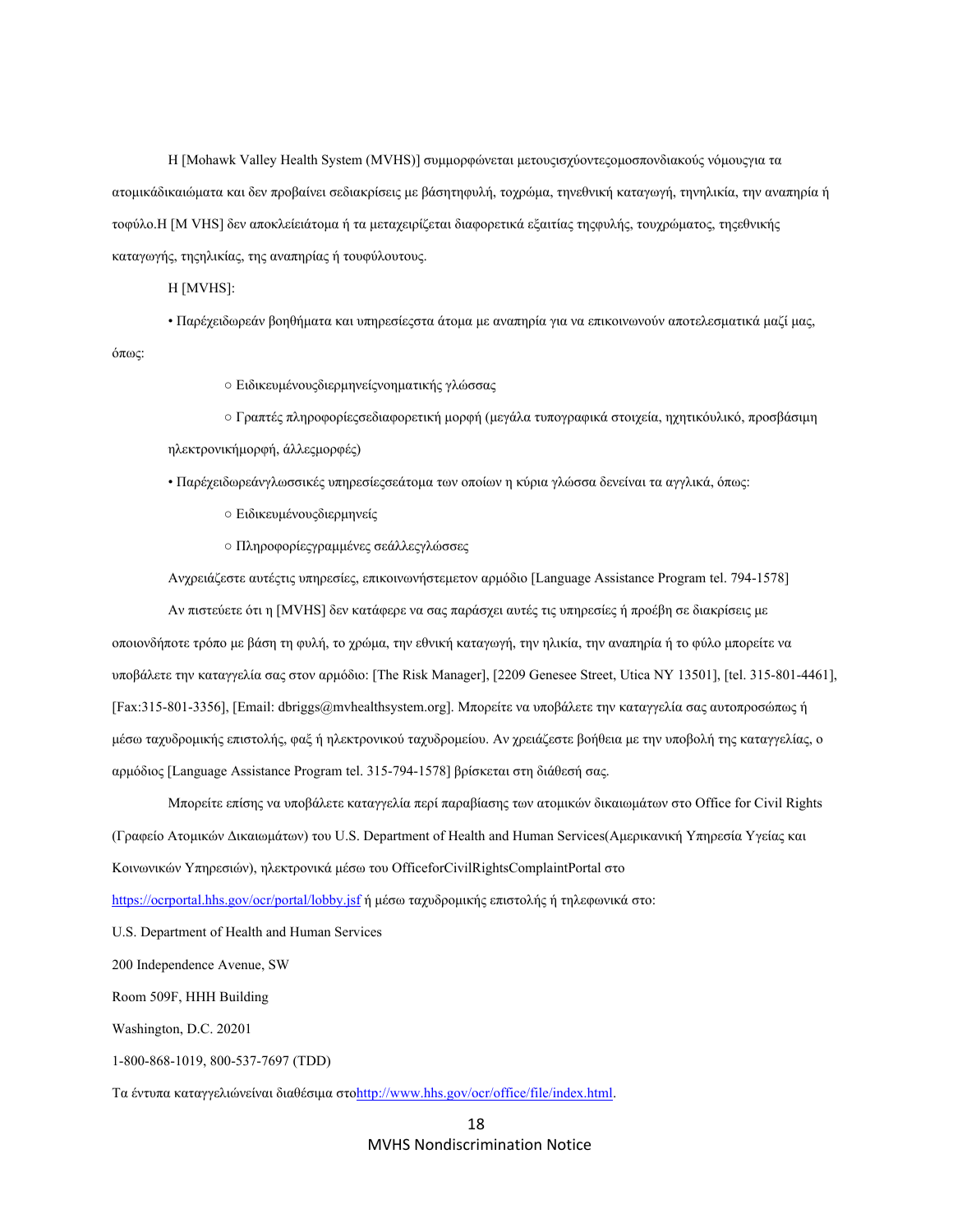Η [Mohawk Valley Health System (MVHS)] συμμορφώνεται μετουςισχύοντεςομοσπονδιακούς νόμουςγια τα ατομικάδικαιώματα και δεν προβαίνει σεδιακρίσεις με βάσητηφυλή, τοχρώμα, τηνεθνική καταγωγή, τηνηλικία, την αναπηρία ή τοφύλο.Η [M VHS] δεν αποκλείειάτομα ή τα μεταχειρίζεται διαφορετικά εξαιτίας τηςφυλής, τουχρώματος, τηςεθνικής καταγωγής, τηςηλικίας, της αναπηρίας ή τουφύλουτους.

Η [MVHS]:

• Παρέχειδωρεάν βοηθήματα και υπηρεσίεςστα άτομα με αναπηρία για να επικοινωνούν αποτελεσματικά μαζί μας, όπως:

  ○ Ειδικευμένουςδιερμηνείςνοηματικής γλώσσας

  ○ Γραπτές πληροφορίεςσεδιαφορετική μορφή (μεγάλα τυπογραφικά στοιχεία, ηχητικόυλικό, προσβάσιμη ηλεκτρονικήμορφή, άλλεςμορφές)

• Παρέχειδωρεάνγλωσσικές υπηρεσίεςσεάτομα των οποίων η κύρια γλώσσα δενείναι τα αγγλικά, όπως:

  ○ Ειδικευμένουςδιερμηνείς

  ○ Πληροφορίεςγραμμένες σεάλλεςγλώσσες

Ανχρειάζεστε αυτέςτις υπηρεσίες, επικοινωνήστεμετον αρμόδιο [Language Assistance Program tel. 794-1578]

Αν πιστεύετε ότι η [MVHS] δεν κατάφερε να σας παράσχει αυτές τις υπηρεσίες ή προέβη σε διακρίσεις με οποιονδήποτε τρόπο με βάση τη φυλή, το χρώμα, την εθνική καταγωγή, την ηλικία, την αναπηρία ή το φύλο μπορείτε να υποβάλετε την καταγγελία σας στον αρμόδιο: [The Risk Manager], [2209 Genesee Street, Utica NY 13501], [tel. 315-801-4461], [Fax:315-801-3356], [Email: dbriggs@mvhealthsystem.org]. Μπορείτε να υποβάλετε την καταγγελία σας αυτοπροσώπως ή μέσω ταχυδρομικής επιστολής, φαξ ή ηλεκτρονικού ταχυδρομείου. Αν χρειάζεστε βοήθεια με την υποβολή της καταγγελίας, ο αρμόδιος [Language Assistance Program tel. 315-794-1578] βρίσκεται στη διάθεσή σας.

Μπορείτε επίσης να υποβάλετε καταγγελία περί παραβίασης των ατομικών δικαιωμάτων στο Office for Civil Rights (Γραφείο Ατομικών Δικαιωμάτων) του U.S. Department of Health and Human Services(Αμερικανική Υπηρεσία Υγείας και Κοινωνικών Υπηρεσιών), ηλεκτρονικά μέσω του OfficeforCivilRightsComplaintPortal στο https://ocrportal.hhs.gov/ocr/portal/lobby.jsf ή μέσω ταχυδρομικής επιστολής ή τηλεφωνικά στο:

U.S. Department of Health and Human Services

200 Independence Avenue, SW

Room 509F, HHH Building

Washington, D.C. 20201

1-800-868-1019, 800-537-7697 (TDD)

Τα έντυπα καταγγελιώνείναι διαθέσιμα στοhttp://www.hhs.gov/ocr/office/file/index.html.

MVHS Nondiscrimination Notice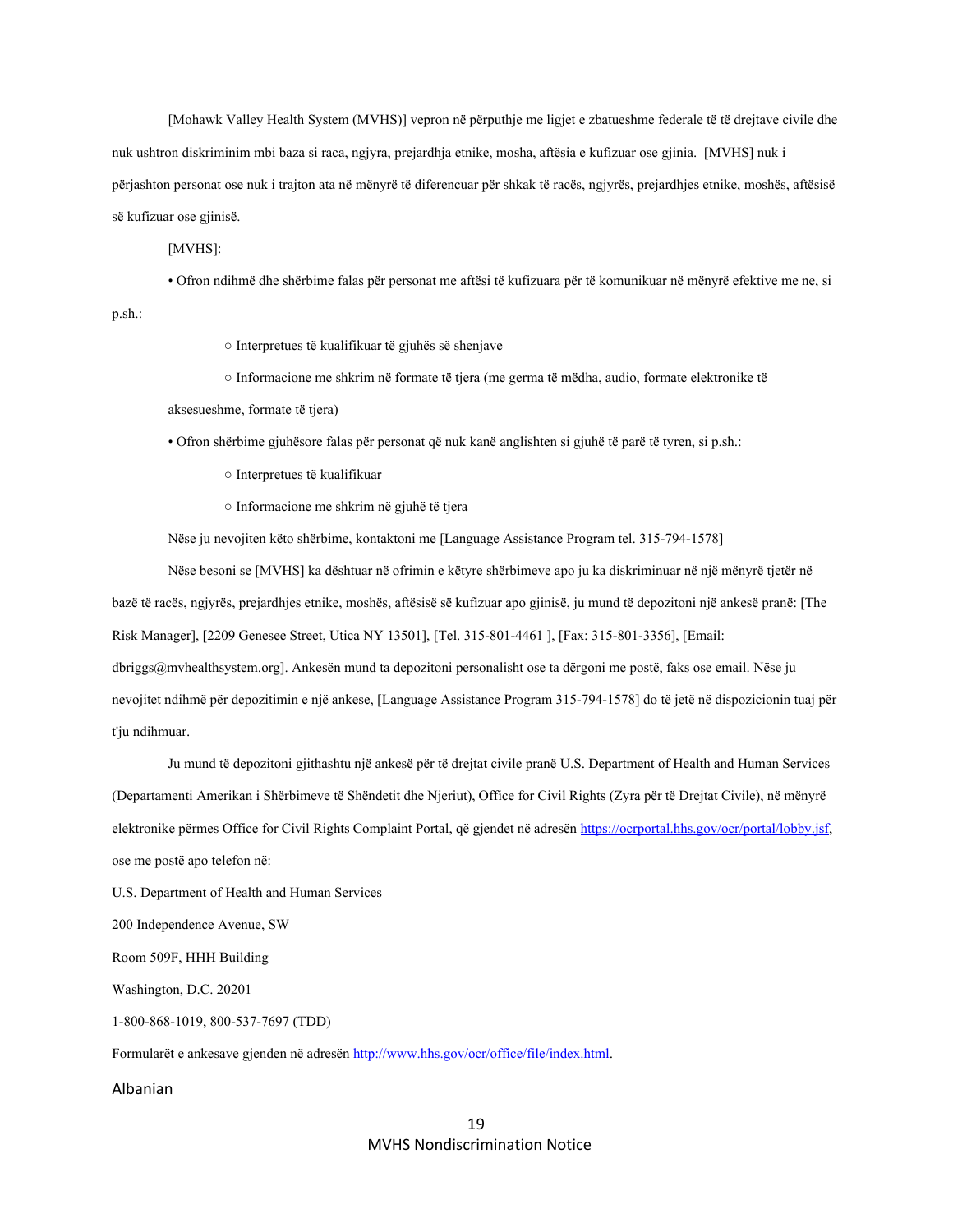[Mohawk Valley Health System (MVHS)] vepron në përputhje me ligjet e zbatueshme federale të të drejtave civile dhe nuk ushtron diskriminim mbi baza si raca, ngjyra, prejardhja etnike, mosha, aftësia e kufizuar ose gjinia. [MVHS] nuk i përjashton personat ose nuk i trajton ata në mënyrë të diferencuar për shkak të racës, ngjyrës, prejardhjes etnike, moshës, aftësisë së kufizuar ose gjinisë.

[MVHS]:

- Ofron ndihmë dhe shërbime falas për personat me aftësi të kufizuara për të komunikuar në mënyrë efektive me ne, si p.sh.:
  - Interpretues të kualifikuar të gjuhës së shenjave
  - Informacione me shkrim në formate të tjera (me germa të mëdha, audio, formate elektronike të aksesueshme, formate të tjera)
- Ofron shërbime gjuhësore falas për personat që nuk kanë anglishten si gjuhë të parë të tyren, si p.sh.:
  - Interpretues të kualifikuar
  - Informacione me shkrim në gjuhë të tjera

Nëse ju nevojiten këto shërbime, kontaktoni me [Language Assistance Program tel. 315-794-1578]

Nëse besoni se [MVHS] ka dështuar në ofrimin e këtyre shërbimeve apo ju ka diskriminuar në një mënyrë tjetër në bazë të racës, ngjyrës, prejardhjes etnike, moshës, aftësisë së kufizuar apo gjinisë, ju mund të depozitoni një ankesë pranë: [The Risk Manager], [2209 Genesee Street, Utica NY 13501], [Tel. 315-801-4461 ], [Fax: 315-801-3356], [Email: dbriggs@mvhealthsystem.org]. Ankesën mund ta depozitoni personalisht ose ta dërgoni me postë, faks ose email. Nëse ju nevojitet ndihmë për depozitimin e një ankese, [Language Assistance Program 315-794-1578] do të jetë në dispozicionin tuaj për t'ju ndihmuar.

Ju mund të depozitoni gjithashtu një ankesë për të drejtat civile pranë U.S. Department of Health and Human Services (Departamenti Amerikan i Shërbimeve të Shëndetit dhe Njeriut), Office for Civil Rights (Zyra për të Drejtat Civile), në mënyrë elektronike përmes Office for Civil Rights Complaint Portal, që gjendet në adresën https://ocrportal.hhs.gov/ocr/portal/lobby.jsf, ose me postë apo telefon në:

U.S. Department of Health and Human Services
200 Independence Avenue, SW
Room 509F, HHH Building
Washington, D.C. 20201
1-800-868-1019, 800-537-7697 (TDD)

Formularët e ankesave gjenden në adresën http://www.hhs.gov/ocr/office/file/index.html.

Albanian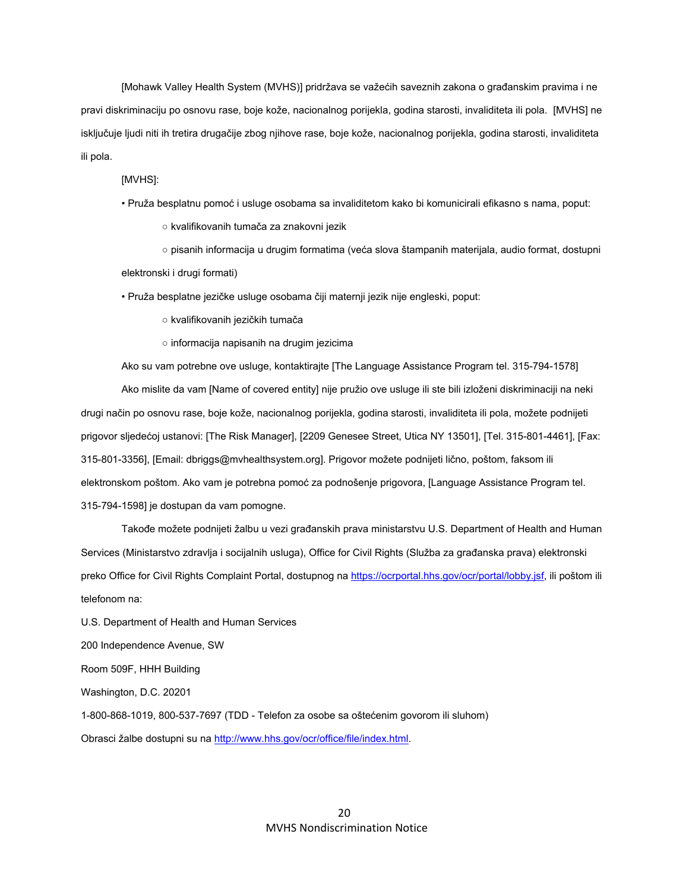[Mohawk Valley Health System (MVHS)] pridržava se važećih saveznih zakona o građanskim pravima i ne pravi diskriminaciju po osnovu rase, boje kože, nacionalnog porijekla, godina starosti, invaliditeta ili pola. [MVHS] ne isključuje ljudi niti ih tretira drugačije zbog njihove rase, boje kože, nacionalnog porijekla, godina starosti, invaliditeta ili pola.

[MVHS]:

- Pruža besplatnu pomoć i usluge osobama sa invaliditetom kako bi komunicirali efikasno s nama, poput:
  - kvalifikovanih tumača za znakovni jezik
  - pisanih informacija u drugim formatima (veća slova štampanih materijala, audio format, dostupni elektronski i drugi formati)
- Pruža besplatne jezičke usluge osobama čiji maternji jezik nije engleski, poput:
  - kvalifikovanih jezičkih tumača
  - informacija napisanih na drugim jezicima

Ako su vam potrebne ove usluge, kontaktirajte [The Language Assistance Program tel. 315-794-1578]

Ako mislite da vam [Name of covered entity] nije pružio ove usluge ili ste bili izloženi diskriminaciji na neki drugi način po osnovu rase, boje kože, nacionalnog porijekla, godina starosti, invaliditeta ili pola, možete podnijeti prigovor sljedećoj ustanovi: [The Risk Manager], [2209 Genesee Street, Utica NY 13501], [Tel. 315-801-4461], [Fax: 315-801-3356], [Email: dbriggs@mvhealthsystem.org]. Prigovor možete podnijeti lično, poštom, faksom ili elektronskom poštom. Ako vam je potrebna pomoć za podnošenje prigovora, [Language Assistance Program tel. 315-794-1598] je dostupan da vam pomogne.

Takođe možete podnijeti žalbu u vezi građanskih prava ministarstvu U.S. Department of Health and Human Services (Ministarstvo zdravlja i socijalnih usluga), Office for Civil Rights (Služba za građanska prava) elektronski preko Office for Civil Rights Complaint Portal, dostupnog na https://ocrportal.hhs.gov/ocr/portal/lobby.jsf, ili poštom ili telefonom na:

U.S. Department of Health and Human Services

200 Independence Avenue, SW

Room 509F, HHH Building

Washington, D.C. 20201

1-800-868-1019, 800-537-7697 (TDD - Telefon za osobe sa oštećenim govorom ili sluhom)

Obrasci žalbe dostupni su na http://www.hhs.gov/ocr/office/file/index.html.

MVHS Nondiscrimination Notice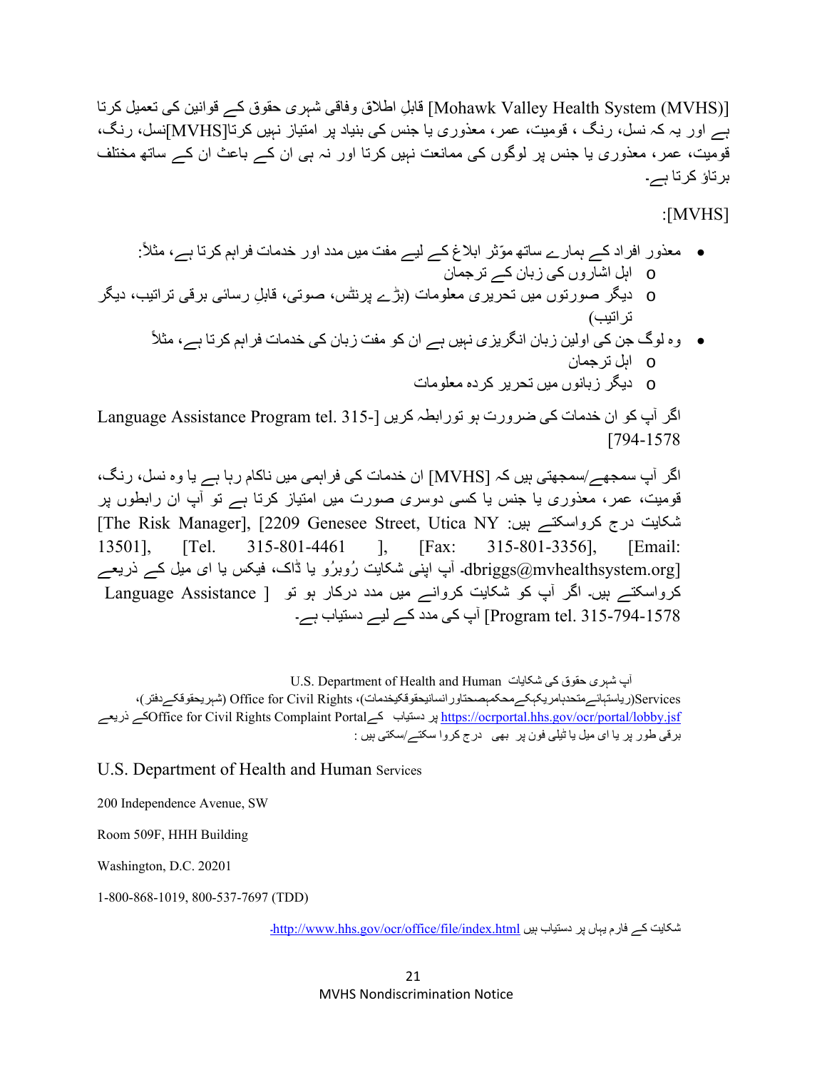[Mohawk Valley Health System (MVHS)] قابلِ اطلاق وفاقی شہری حقوق کے قوانین کی تعمیل کرتا ہے اور یہ کہ نسل، رنگ ، قومیت، عمر، معذوری یا جنس کی بنیاد پر امتیاز نہیں کرتا[MVHS]نسل، رنگ، قومیت، عمر، معذوری یا جنس پر لوگوں کی ممانعت نہیں کرتا اور نہ ہی ان کے باعث ان کے ساتھ مختلف برتاؤ کرتا ہے۔

:[MVHS]

- معذور افراد کے ہمارے ساتھ مؤثر ابلاغ کے لیے مفت میں مدد اور خدمات فراہم کرتا ہے، مثلاً:
  - اہل اشاروں کی زبان کے ترجمان
  - دیگر صورتوں میں تحریری معلومات (بڑے پرنٹس، صوتی، قابلِ رسائی برقی ترتیب، دیگر ترتیب)
- وہ لوگ جن کی اولین زبان انگریزی نہیں ہے ان کو مفت زبان کی خدمات فراہم کرتا ہے، مثلاً
  - اہل ترجمان
  - دیگر زبانوں میں تحریر کردہ معلومات

اگر آپ کو ان خدمات کی ضرورت ہو تورابطہ کریں [Language Assistance Program tel. 315-794-1578]

اگر آپ سمجھے/سمجھتی ہیں کہ [MVHS] ان خدمات کی فراہمی میں ناکام رہا ہے یا وہ نسل، رنگ، قومیت، عمر، معذوری یا جنس یا کسی دوسری صورت میں امتیاز کرتا ہے تو آپ ان رابطوں پر شکایت درج کرواسکتے ہیں: [The Risk Manager], [2209 Genesee Street, Utica NY 13501], [Tel. 315-801-4461 ], [Fax: 315-801-3356], [Email: dbriggs@mvhealthsystem.org]- آپ اپنی شکایت رُوبرُو یا ڈاک، فیکس یا ای میل کے ذریعے کرواسکتے ہیں۔ اگر آپ کو شکایت کروانے میں مدد درکار ہو تو [ Language Assistance Program tel. 315-794-1578] آپ کی مدد کے لیے دستیاب ہے۔

آپ شہری حقوق کی شکایات U.S. Department of Health and Human Services(ریاستہائےمتحدہامریکہکےمحکمہصحتاورانسانیحقوقکیخدمات)، Office for Civil Rights (شہریحقوقکےدفتر)، https://ocrportal.hhs.gov/ocr/portal/lobby.jsf پر دستیاب کے Office for Civil Rights Complaint Portalکے ذریعے برقی طور پر یا ای میل یا ٹیلی فون پر بھی درج کروا سکتے/سکتی ہیں :

U.S. Department of Health and Human Services

200 Independence Avenue, SW

Room 509F, HHH Building

Washington, D.C. 20201

1-800-868-1019, 800-537-7697 (TDD)

شکایت کے فارم یہاں پر دستیاب ہیں http://www.hhs.gov/ocr/office/file/index.html-

MVHS Nondiscrimination Notice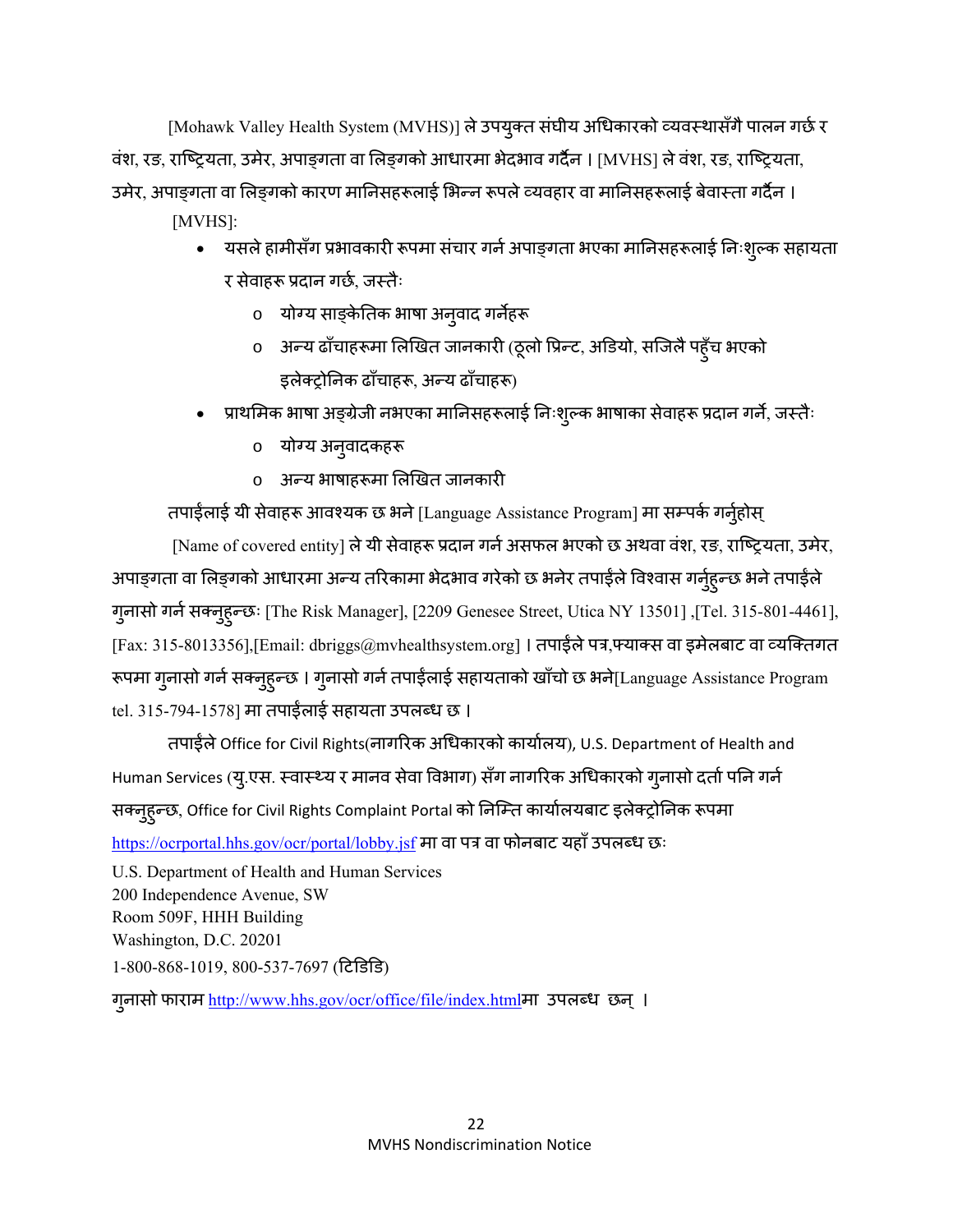[Mohawk Valley Health System (MVHS)] ले उपयुक्त संघीय अधिकारको व्यवस्थासँगै पालन गर्छ र वंश, रङ, राष्ट्रियता, उमेर, अपाङ्गता वा लिङ्गको आधारमा भेदभाव गर्दैन । [MVHS] ले वंश, रङ, राष्ट्रियता, उमेर, अपाङ्गता वा लिङ्गको कारण मानिसहरूलाई भिन्न रूपले व्यवहार वा मानिसहरूलाई बेवास्ता गर्दैन ।

[MVHS]:

- यसले हामीसँग प्रभावकारी रूपमा संचार गर्न अपाङ्गता भएका मानिसहरूलाई निःशुल्क सहायता र सेवाहरू प्रदान गर्छ, जस्तैः
  - योग्य साङ्केतिक भाषा अनुवाद गर्नेहरू
  - अन्य ढाँचाहरूमा लिखित जानकारी (ठूलो प्रिन्ट, अडियो, सजिलै पहुँच भएको इलेक्ट्रोनिक ढाँचाहरू, अन्य ढाँचाहरू)
- प्राथमिक भाषा अङ्ग्रेजी नभएका मानिसहरूलाई निःशुल्क भाषाका सेवाहरू प्रदान गर्ने, जस्तैः
  - योग्य अनुवादकहरू
  - अन्य भाषाहरूमा लिखित जानकारी

तपाईंलाई यी सेवाहरू आवश्यक छ भने [Language Assistance Program] मा सम्पर्क गर्नुहोस्

[Name of covered entity] ले यी सेवाहरू प्रदान गर्न असफल भएको छ अथवा वंश, रङ, राष्ट्रियता, उमेर, अपाङ्गता वा लिङ्गको आधारमा अन्य तरिकामा भेदभाव गरेको छ भनेर तपाईंले विश्वास गर्नुहुन्छ भने तपाईंले गुनासो गर्न सक्नुहुन्छः [The Risk Manager], [2209 Genesee Street, Utica NY 13501] ,[Tel. 315-801-4461], [Fax: 315-8013356],[Email: dbriggs@mvhealthsystem.org] । तपाईंले पत्र,फ्याक्स वा इमेलबाट वा व्यक्तिगत रूपमा गुनासो गर्न सक्नुहुन्छ । गुनासो गर्न तपाईंलाई सहायताको खाँचो छ भने[Language Assistance Program tel. 315-794-1578] मा तपाईंलाई सहायता उपलब्ध छ ।

तपाईंले Office for Civil Rights(नागरिक अधिकारको कार्यालय), U.S. Department of Health and Human Services (यु.एस. स्वास्थ्य र मानव सेवा विभाग) सँग नागरिक अधिकारको गुनासो दर्ता पनि गर्न सक्नुहुन्छ, Office for Civil Rights Complaint Portal को निम्ति कार्यालयबाट इलेक्ट्रोनिक रूपमा https://ocrportal.hhs.gov/ocr/portal/lobby.jsf मा वा पत्र वा फोनबाट यहाँ उपलब्ध छः

U.S. Department of Health and Human Services
200 Independence Avenue, SW
Room 509F, HHH Building
Washington, D.C. 20201
1-800-868-1019, 800-537-7697 (टिडिडि)

गुनासो फाराम http://www.hhs.gov/ocr/office/file/index.htmlमा उपलब्ध छन् ।

MVHS Nondiscrimination Notice